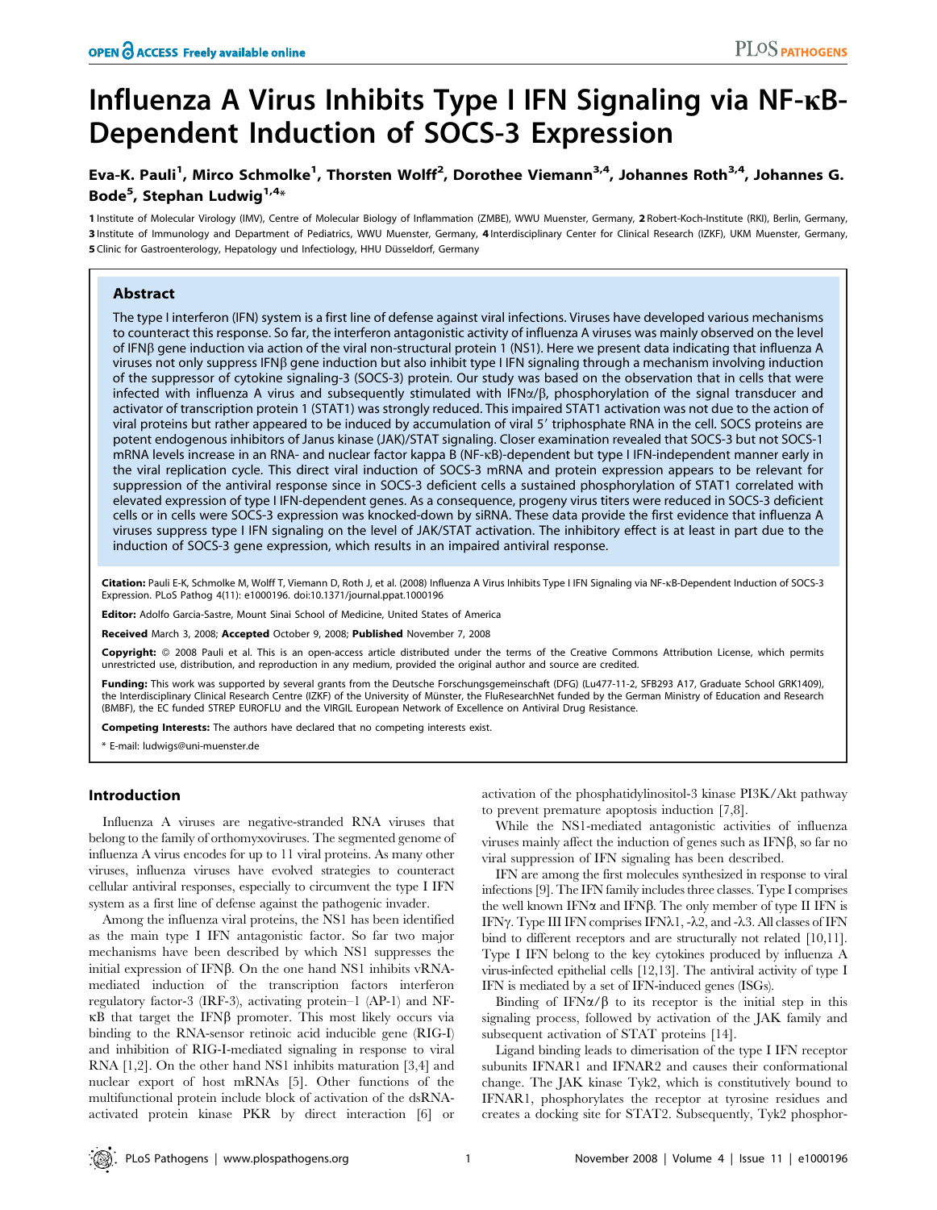# Influenza A Virus Inhibits Type I IFN Signaling via NF-κB-Dependent Induction of SOCS-3 Expression

**Eva-K. Pauli[1], Mirco Schmolke[1], Thorsten Wolff[2], Dorothee Viemann[3,4], Johannes Roth[3,4], Johannes G. Bode[5], Stephan Ludwig[1,4]***

**1** Institute of Molecular Virology (IMV), Centre of Molecular Biology of Inflammation (ZMBE), WWU Muenster, Germany, **2** Robert-Koch-Institute (RKI), Berlin, Germany, **3** Institute of Immunology and Department of Pediatrics, WWU Muenster, Germany, **4** Interdisciplinary Center for Clinical Research (IZKF), UKM Muenster, Germany, **5** Clinic for Gastroenterology, Hepatology und Infectiology, HHU Düsseldorf, Germany

## Abstract

The type I interferon (IFN) system is a first line of defense against viral infections. Viruses have developed various mechanisms to counteract this response. So far, the interferon antagonistic activity of influenza A viruses was mainly observed on the level of IFNβ gene induction via action of the viral non-structural protein 1 (NS1). Here we present data indicating that influenza A viruses not only suppress IFNβ gene induction but also inhibit type I IFN signaling through a mechanism involving induction of the suppressor of cytokine signaling-3 (SOCS-3) protein. Our study was based on the observation that in cells that were infected with influenza A virus and subsequently stimulated with IFNα/β, phosphorylation of the signal transducer and activator of transcription protein 1 (STAT1) was strongly reduced. This impaired STAT1 activation was not due to the action of viral proteins but rather appeared to be induced by accumulation of viral 5′ triphosphate RNA in the cell. SOCS proteins are potent endogenous inhibitors of Janus kinase (JAK)/STAT signaling. Closer examination revealed that SOCS-3 but not SOCS-1 mRNA levels increase in an RNA- and nuclear factor kappa B (NF-κB)-dependent but type I IFN-independent manner early in the viral replication cycle. This direct viral induction of SOCS-3 mRNA and protein expression appears to be relevant for suppression of the antiviral response since in SOCS-3 deficient cells a sustained phosphorylation of STAT1 correlated with elevated expression of type I IFN-dependent genes. As a consequence, progeny virus titers were reduced in SOCS-3 deficient cells or in cells were SOCS-3 expression was knocked-down by siRNA. These data provide the first evidence that influenza A viruses suppress type I IFN signaling on the level of JAK/STAT activation. The inhibitory effect is at least in part due to the induction of SOCS-3 gene expression, which results in an impaired antiviral response.

**Citation:** Pauli E-K, Schmolke M, Wolff T, Viemann D, Roth J, et al. (2008) Influenza A Virus Inhibits Type I IFN Signaling via NF-κB-Dependent Induction of SOCS-3 Expression. PLoS Pathog 4(11): e1000196. doi:10.1371/journal.ppat.1000196

**Editor:** Adolfo Garcia-Sastre, Mount Sinai School of Medicine, United States of America

**Received** March 3, 2008; **Accepted** October 9, 2008; **Published** November 7, 2008

**Copyright:** © 2008 Pauli et al. This is an open-access article distributed under the terms of the Creative Commons Attribution License, which permits unrestricted use, distribution, and reproduction in any medium, provided the original author and source are credited.

**Funding:** This work was supported by several grants from the Deutsche Forschungsgemeinschaft (DFG) (Lu477-11-2, SFB293 A17, Graduate School GRK1409), the Interdisciplinary Clinical Research Centre (IZKF) of the University of Münster, the FluResearchNet funded by the German Ministry of Education and Research (BMBF), the EC funded STREP EUROFLU and the VIRGIL European Network of Excellence on Antiviral Drug Resistance.

**Competing Interests:** The authors have declared that no competing interests exist.

* E-mail: ludwigs@uni-muenster.de

## Introduction

Influenza A viruses are negative-stranded RNA viruses that belong to the family of orthomyxoviruses. The segmented genome of influenza A virus encodes for up to 11 viral proteins. As many other viruses, influenza viruses have evolved strategies to counteract cellular antiviral responses, especially to circumvent the type I IFN system as a first line of defense against the pathogenic invader.

Among the influenza viral proteins, the NS1 has been identified as the main type I IFN antagonistic factor. So far two major mechanisms have been described by which NS1 suppresses the initial expression of IFNβ. On the one hand NS1 inhibits vRNA-mediated induction of the transcription factors interferon regulatory factor-3 (IRF-3), activating protein–1 (AP-1) and NF-κB that target the IFNβ promoter. This most likely occurs via binding to the RNA-sensor retinoic acid inducible gene (RIG-I) and inhibition of RIG-I-mediated signaling in response to viral RNA [1,2]. On the other hand NS1 inhibits maturation [3,4] and nuclear export of host mRNAs [5]. Other functions of the multifunctional protein include block of activation of the dsRNA-activated protein kinase PKR by direct interaction [6] or activation of the phosphatidylinositol-3 kinase PI3K/Akt pathway to prevent premature apoptosis induction [7,8].

While the NS1-mediated antagonistic activities of influenza viruses mainly affect the induction of genes such as IFNβ, so far no viral suppression of IFN signaling has been described.

IFN are among the first molecules synthesized in response to viral infections [9]. The IFN family includes three classes. Type I comprises the well known IFNα and IFNβ. The only member of type II IFN is IFNγ. Type III IFN comprises IFNλ1, -λ2, and -λ3. All classes of IFN bind to different receptors and are structurally not related [10,11]. Type I IFN belong to the key cytokines produced by influenza A virus-infected epithelial cells [12,13]. The antiviral activity of type I IFN is mediated by a set of IFN-induced genes (ISGs).

Binding of IFNα/β to its receptor is the initial step in this signaling process, followed by activation of the JAK family and subsequent activation of STAT proteins [14].

Ligand binding leads to dimerisation of the type I IFN receptor subunits IFNAR1 and IFNAR2 and causes their conformational change. The JAK kinase Tyk2, which is constitutively bound to IFNAR1, phosphorylates the receptor at tyrosine residues and creates a docking site for STAT2. Subsequently, Tyk2 phosphor-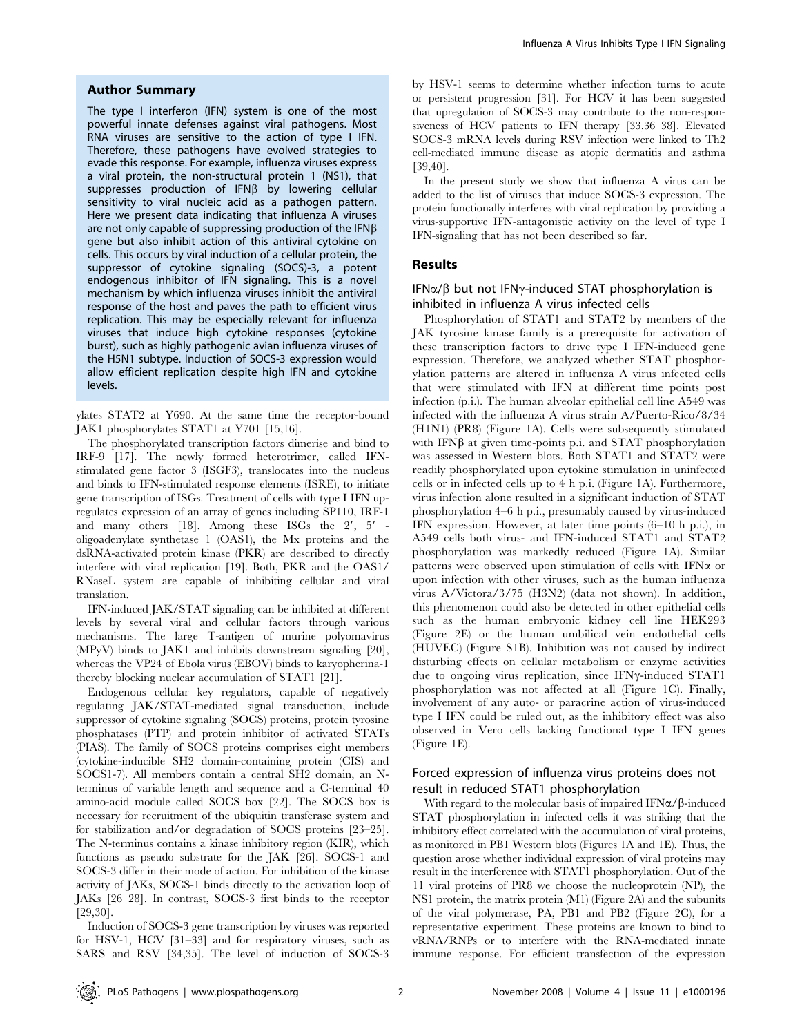## Author Summary

The type I interferon (IFN) system is one of the most powerful innate defenses against viral pathogens. Most RNA viruses are sensitive to the action of type I IFN. Therefore, these pathogens have evolved strategies to evade this response. For example, influenza viruses express a viral protein, the non-structural protein 1 (NS1), that suppresses production of IFNβ by lowering cellular sensitivity to viral nucleic acid as a pathogen pattern. Here we present data indicating that influenza A viruses are not only capable of suppressing production of the IFNβ gene but also inhibit action of this antiviral cytokine on cells. This occurs by viral induction of a cellular protein, the suppressor of cytokine signaling (SOCS)-3, a potent endogenous inhibitor of IFN signaling. This is a novel mechanism by which influenza viruses inhibit the antiviral response of the host and paves the path to efficient virus replication. This may be especially relevant for influenza viruses that induce high cytokine responses (cytokine burst), such as highly pathogenic avian influenza viruses of the H5N1 subtype. Induction of SOCS-3 expression would allow efficient replication despite high IFN and cytokine levels.

ylates STAT2 at Y690. At the same time the receptor-bound JAK1 phosphorylates STAT1 at Y701 [15,16].

The phosphorylated transcription factors dimerise and bind to IRF-9 [17]. The newly formed heterotrimer, called IFN-stimulated gene factor 3 (ISGF3), translocates into the nucleus and binds to IFN-stimulated response elements (ISRE), to initiate gene transcription of ISGs. Treatment of cells with type I IFN upregulates expression of an array of genes including SP110, IRF-1 and many others [18]. Among these ISGs the 2′, 5′ -oligoadenylate synthetase 1 (OAS1), the Mx proteins and the dsRNA-activated protein kinase (PKR) are described to directly interfere with viral replication [19]. Both, PKR and the OAS1/RNaseL system are capable of inhibiting cellular and viral translation.

IFN-induced JAK/STAT signaling can be inhibited at different levels by several viral and cellular factors through various mechanisms. The large T-antigen of murine polyomavirus (MPyV) binds to JAK1 and inhibits downstream signaling [20], whereas the VP24 of Ebola virus (EBOV) binds to karyopherina-1 thereby blocking nuclear accumulation of STAT1 [21].

Endogenous cellular key regulators, capable of negatively regulating JAK/STAT-mediated signal transduction, include suppressor of cytokine signaling (SOCS) proteins, protein tyrosine phosphatases (PTP) and protein inhibitor of activated STATs (PIAS). The family of SOCS proteins comprises eight members (cytokine-inducible SH2 domain-containing protein (CIS) and SOCS1-7). All members contain a central SH2 domain, an N-terminus of variable length and sequence and a C-terminal 40 amino-acid module called SOCS box [22]. The SOCS box is necessary for recruitment of the ubiquitin transferase system and for stabilization and/or degradation of SOCS proteins [23–25]. The N-terminus contains a kinase inhibitory region (KIR), which functions as pseudo substrate for the JAK [26]. SOCS-1 and SOCS-3 differ in their mode of action. For inhibition of the kinase activity of JAKs, SOCS-1 binds directly to the activation loop of JAKs [26–28]. In contrast, SOCS-3 first binds to the receptor [29,30].

Induction of SOCS-3 gene transcription by viruses was reported for HSV-1, HCV [31–33] and for respiratory viruses, such as SARS and RSV [34,35]. The level of induction of SOCS-3 by HSV-1 seems to determine whether infection turns to acute or persistent progression [31]. For HCV it has been suggested that upregulation of SOCS-3 may contribute to the non-responsiveness of HCV patients to IFN therapy [33,36–38]. Elevated SOCS-3 mRNA levels during RSV infection were linked to Th2 cell-mediated immune disease as atopic dermatitis and asthma [39,40].

In the present study we show that influenza A virus can be added to the list of viruses that induce SOCS-3 expression. The protein functionally interferes with viral replication by providing a virus-supportive IFN-antagonistic activity on the level of type I IFN-signaling that has not been described so far.

## Results

### IFNα/β but not IFNγ-induced STAT phosphorylation is inhibited in influenza A virus infected cells

Phosphorylation of STAT1 and STAT2 by members of the JAK tyrosine kinase family is a prerequisite for activation of these transcription factors to drive type I IFN-induced gene expression. Therefore, we analyzed whether STAT phosphorylation patterns are altered in influenza A virus infected cells that were stimulated with IFN at different time points post infection (p.i.). The human alveolar epithelial cell line A549 was infected with the influenza A virus strain A/Puerto-Rico/8/34 (H1N1) (PR8) (Figure 1A). Cells were subsequently stimulated with IFNβ at given time-points p.i. and STAT phosphorylation was assessed in Western blots. Both STAT1 and STAT2 were readily phosphorylated upon cytokine stimulation in uninfected cells or in infected cells up to 4 h p.i. (Figure 1A). Furthermore, virus infection alone resulted in a significant induction of STAT phosphorylation 4–6 h p.i., presumably caused by virus-induced IFN expression. However, at later time points (6–10 h p.i.), in A549 cells both virus- and IFN-induced STAT1 and STAT2 phosphorylation was markedly reduced (Figure 1A). Similar patterns were observed upon stimulation of cells with IFNα or upon infection with other viruses, such as the human influenza virus A/Victora/3/75 (H3N2) (data not shown). In addition, this phenomenon could also be detected in other epithelial cells such as the human embryonic kidney cell line HEK293 (Figure 2E) or the human umbilical vein endothelial cells (HUVEC) (Figure S1B). Inhibition was not caused by indirect disturbing effects on cellular metabolism or enzyme activities due to ongoing virus replication, since IFNγ-induced STAT1 phosphorylation was not affected at all (Figure 1C). Finally, involvement of any auto- or paracrine action of virus-induced type I IFN could be ruled out, as the inhibitory effect was also observed in Vero cells lacking functional type I IFN genes (Figure 1E).

### Forced expression of influenza virus proteins does not result in reduced STAT1 phosphorylation

With regard to the molecular basis of impaired IFNα/β-induced STAT phosphorylation in infected cells it was striking that the inhibitory effect correlated with the accumulation of viral proteins, as monitored in PB1 Western blots (Figures 1A and 1E). Thus, the question arose whether individual expression of viral proteins may result in the interference with STAT1 phosphorylation. Out of the 11 viral proteins of PR8 we choose the nucleoprotein (NP), the NS1 protein, the matrix protein (M1) (Figure 2A) and the subunits of the viral polymerase, PA, PB1 and PB2 (Figure 2C), for a representative experiment. These proteins are known to bind to vRNA/RNPs or to interfere with the RNA-mediated innate immune response. For efficient transfection of the expression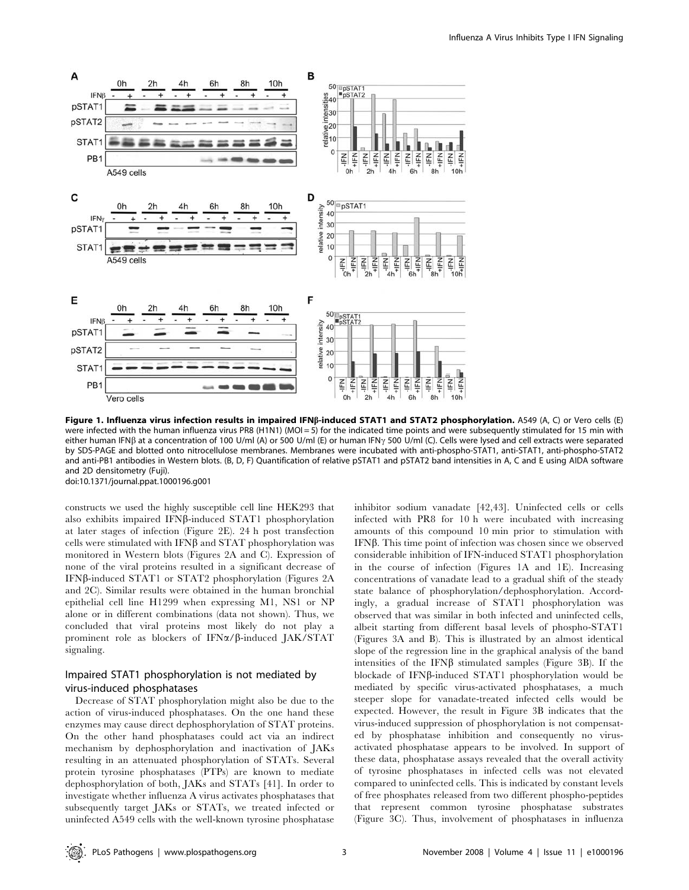**Figure 1. Influenza virus infection results in impaired IFNβ-induced STAT1 and STAT2 phosphorylation.** A549 (A, C) or Vero cells (E) were infected with the human influenza virus PR8 (H1N1) (MOI = 5) for the indicated time points and were subsequently stimulated for 15 min with either human IFNβ at a concentration of 100 U/ml (A) or 500 U/ml (E) or human IFNγ 500 U/ml (C). Cells were lysed and cell extracts were separated by SDS-PAGE and blotted onto nitrocellulose membranes. Membranes were incubated with anti-phospho-STAT1, anti-STAT1, anti-phospho-STAT2 and anti-PB1 antibodies in Western blots. (B, D, F) Quantification of relative pSTAT1 and pSTAT2 band intensities in A, C and E using AIDA software and 2D densitometry (Fuji).
doi:10.1371/journal.ppat.1000196.g001

constructs we used the highly susceptible cell line HEK293 that also exhibits impaired IFNβ-induced STAT1 phosphorylation at later stages of infection (Figure 2E). 24 h post transfection cells were stimulated with IFNβ and STAT phosphorylation was monitored in Western blots (Figures 2A and C). Expression of none of the viral proteins resulted in a significant decrease of IFNβ-induced STAT1 or STAT2 phosphorylation (Figures 2A and 2C). Similar results were obtained in the human bronchial epithelial cell line H1299 when expressing M1, NS1 or NP alone or in different combinations (data not shown). Thus, we concluded that viral proteins most likely do not play a prominent role as blockers of IFNα/β-induced JAK/STAT signaling.

## Impaired STAT1 phosphorylation is not mediated by virus-induced phosphatases

Decrease of STAT phosphorylation might also be due to the action of virus-induced phosphatases. On the one hand these enzymes may cause direct dephosphorylation of STAT proteins. On the other hand phosphatases could act via an indirect mechanism by dephosphorylation and inactivation of JAKs resulting in an attenuated phosphorylation of STATs. Several protein tyrosine phosphatases (PTPs) are known to mediate dephosphorylation of both, JAKs and STATs [41]. In order to investigate whether influenza A virus activates phosphatases that subsequently target JAKs or STATs, we treated infected or uninfected A549 cells with the well-known tyrosine phosphatase inhibitor sodium vanadate [42,43]. Uninfected cells or cells infected with PR8 for 10 h were incubated with increasing amounts of this compound 10 min prior to stimulation with IFNβ. This time point of infection was chosen since we observed considerable inhibition of IFN-induced STAT1 phosphorylation in the course of infection (Figures 1A and 1E). Increasing concentrations of vanadate lead to a gradual shift of the steady state balance of phosphorylation/dephosphorylation. Accordingly, a gradual increase of STAT1 phosphorylation was observed that was similar in both infected and uninfected cells, albeit starting from different basal levels of phospho-STAT1 (Figures 3A and B). This is illustrated by an almost identical slope of the regression line in the graphical analysis of the band intensities of the IFNβ stimulated samples (Figure 3B). If the blockade of IFNβ-induced STAT1 phosphorylation would be mediated by specific virus-activated phosphatases, a much steeper slope for vanadate-treated infected cells would be expected. However, the result in Figure 3B indicates that the virus-induced suppression of phosphorylation is not compensated by phosphatase inhibition and consequently no virus-activated phosphatase appears to be involved. In support of these data, phosphatase assays revealed that the overall activity of tyrosine phosphatases in infected cells was not elevated compared to uninfected cells. This is indicated by constant levels of free phosphates released from two different phospho-peptides that represent common tyrosine phosphatase substrates (Figure 3C). Thus, involvement of phosphatases in influenza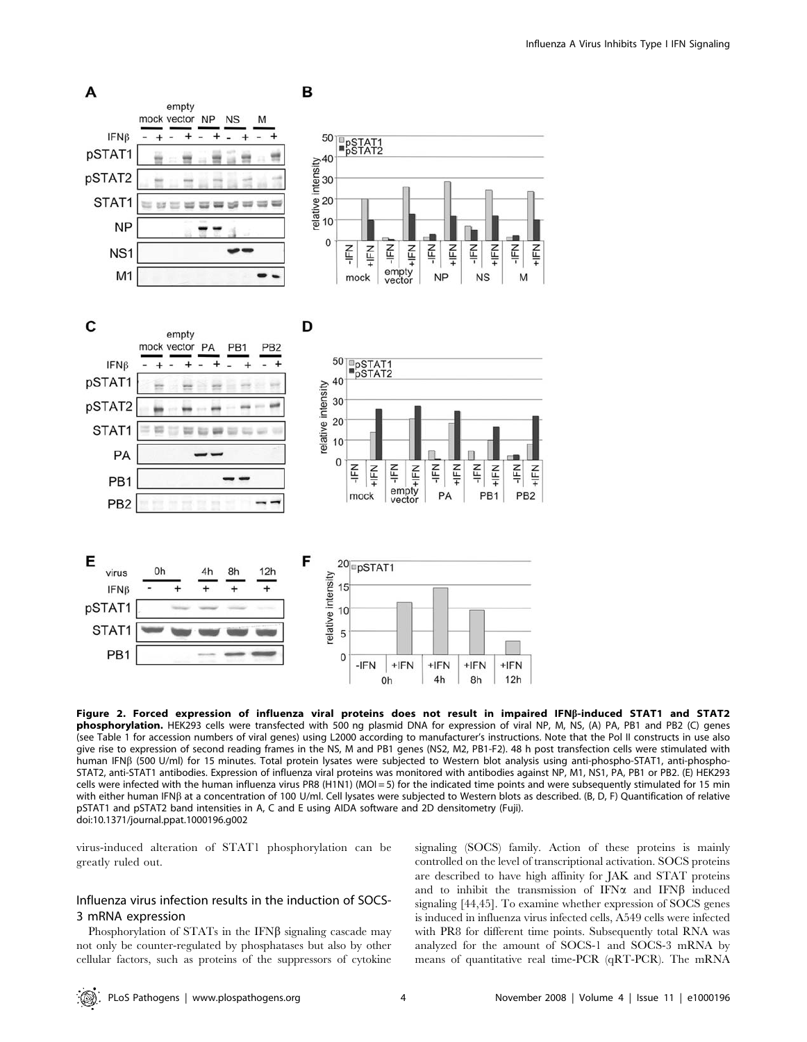**Figure 2. Forced expression of influenza viral proteins does not result in impaired IFNβ-induced STAT1 and STAT2 phosphorylation.** HEK293 cells were transfected with 500 ng plasmid DNA for expression of viral NP, M, NS, (A) PA, PB1 and PB2 (C) genes (see Table 1 for accession numbers of viral genes) using L2000 according to manufacturer's instructions. Note that the Pol II constructs in use also give rise to expression of second reading frames in the NS, M and PB1 genes (NS2, M2, PB1-F2). 48 h post transfection cells were stimulated with human IFNβ (500 U/ml) for 15 minutes. Total protein lysates were subjected to Western blot analysis using anti-phospho-STAT1, anti-phospho-STAT2, anti-STAT1 antibodies. Expression of influenza viral proteins was monitored with antibodies against NP, M1, NS1, PA, PB1 or PB2. (E) HEK293 cells were infected with the human influenza virus PR8 (H1N1) (MOI = 5) for the indicated time points and were subsequently stimulated for 15 min with either human IFNβ at a concentration of 100 U/ml. Cell lysates were subjected to Western blots as described. (B, D, F) Quantification of relative pSTAT1 and pSTAT2 band intensities in A, C and E using AIDA software and 2D densitometry (Fuji).
doi:10.1371/journal.ppat.1000196.g002

virus-induced alteration of STAT1 phosphorylation can be greatly ruled out.

## Influenza virus infection results in the induction of SOCS-3 mRNA expression

Phosphorylation of STATs in the IFNβ signaling cascade may not only be counter-regulated by phosphatases but also by other cellular factors, such as proteins of the suppressors of cytokine signaling (SOCS) family. Action of these proteins is mainly controlled on the level of transcriptional activation. SOCS proteins are described to have high affinity for JAK and STAT proteins and to inhibit the transmission of IFNα and IFNβ induced signaling [44,45]. To examine whether expression of SOCS genes is induced in influenza virus infected cells, A549 cells were infected with PR8 for different time points. Subsequently total RNA was analyzed for the amount of SOCS-1 and SOCS-3 mRNA by means of quantitative real time-PCR (qRT-PCR). The mRNA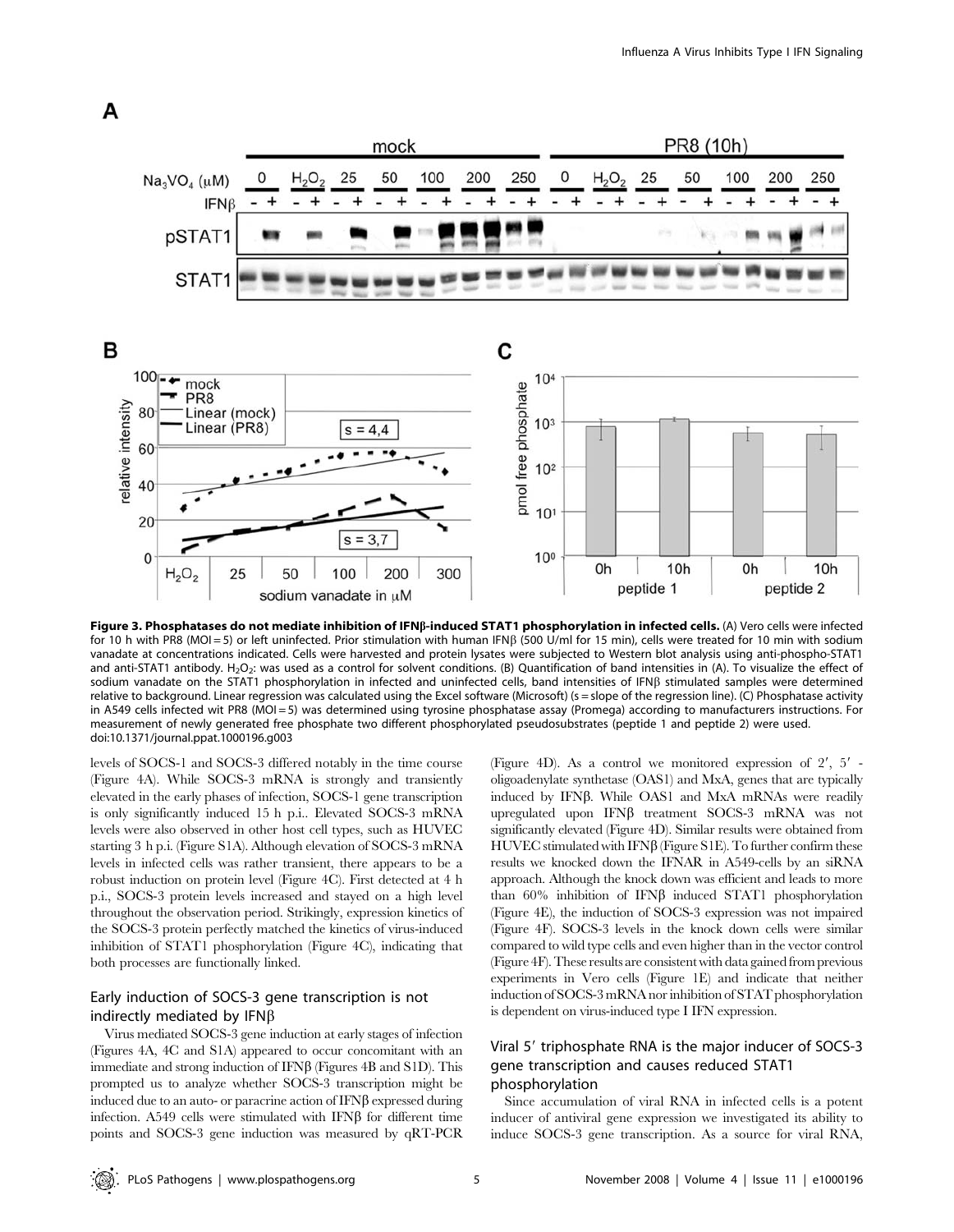**Figure 3. Phosphatases do not mediate inhibition of IFNβ-induced STAT1 phosphorylation in infected cells.** (A) Vero cells were infected for 10 h with PR8 (MOI = 5) or left uninfected. Prior stimulation with human IFNβ (500 U/ml for 15 min), cells were treated for 10 min with sodium vanadate at concentrations indicated. Cells were harvested and protein lysates were subjected to Western blot analysis using anti-phospho-STAT1 and anti-STAT1 antibody. $H_2O_2$: was used as a control for solvent conditions. (B) Quantification of band intensities in (A). To visualize the effect of sodium vanadate on the STAT1 phosphorylation in infected and uninfected cells, band intensities of IFNβ stimulated samples were determined relative to background. Linear regression was calculated using the Excel software (Microsoft) (s = slope of the regression line). (C) Phosphatase activity in A549 cells infected wit PR8 (MOI = 5) was determined using tyrosine phosphatase assay (Promega) according to manufacturers instructions. For measurement of newly generated free phosphate two different phosphorylated pseudosubstrates (peptide 1 and peptide 2) were used.
doi:10.1371/journal.ppat.1000196.g003

levels of SOCS-1 and SOCS-3 differed notably in the time course (Figure 4A). While SOCS-3 mRNA is strongly and transiently elevated in the early phases of infection, SOCS-1 gene transcription is only significantly induced 15 h p.i.. Elevated SOCS-3 mRNA levels were also observed in other host cell types, such as HUVEC starting 3 h p.i. (Figure S1A). Although elevation of SOCS-3 mRNA levels in infected cells was rather transient, there appears to be a robust induction on protein level (Figure 4C). First detected at 4 h p.i., SOCS-3 protein levels increased and stayed on a high level throughout the observation period. Strikingly, expression kinetics of the SOCS-3 protein perfectly matched the kinetics of virus-induced inhibition of STAT1 phosphorylation (Figure 4C), indicating that both processes are functionally linked.

## Early induction of SOCS-3 gene transcription is not indirectly mediated by IFNβ

Virus mediated SOCS-3 gene induction at early stages of infection (Figures 4A, 4C and S1A) appeared to occur concomitant with an immediate and strong induction of IFNβ (Figures 4B and S1D). This prompted us to analyze whether SOCS-3 transcription might be induced due to an auto- or paracrine action of IFNβ expressed during infection. A549 cells were stimulated with IFNβ for different time points and SOCS-3 gene induction was measured by qRT-PCR (Figure 4D). As a control we monitored expression of 2′, 5′ -oligoadenylate synthetase (OAS1) and MxA, genes that are typically induced by IFNβ. While OAS1 and MxA mRNAs were readily upregulated upon IFNβ treatment SOCS-3 mRNA was not significantly elevated (Figure 4D). Similar results were obtained from HUVEC stimulated with IFNβ (Figure S1E). To further confirm these results we knocked down the IFNAR in A549-cells by an siRNA approach. Although the knock down was efficient and leads to more than 60% inhibition of IFNβ induced STAT1 phosphorylation (Figure 4E), the induction of SOCS-3 expression was not impaired (Figure 4F). SOCS-3 levels in the knock down cells were similar compared to wild type cells and even higher than in the vector control (Figure 4F). These results are consistent with data gained from previous experiments in Vero cells (Figure 1E) and indicate that neither induction of SOCS-3 mRNA nor inhibition of STAT phosphorylation is dependent on virus-induced type I IFN expression.

## Viral 5′ triphosphate RNA is the major inducer of SOCS-3 gene transcription and causes reduced STAT1 phosphorylation

Since accumulation of viral RNA in infected cells is a potent inducer of antiviral gene expression we investigated its ability to induce SOCS-3 gene transcription. As a source for viral RNA,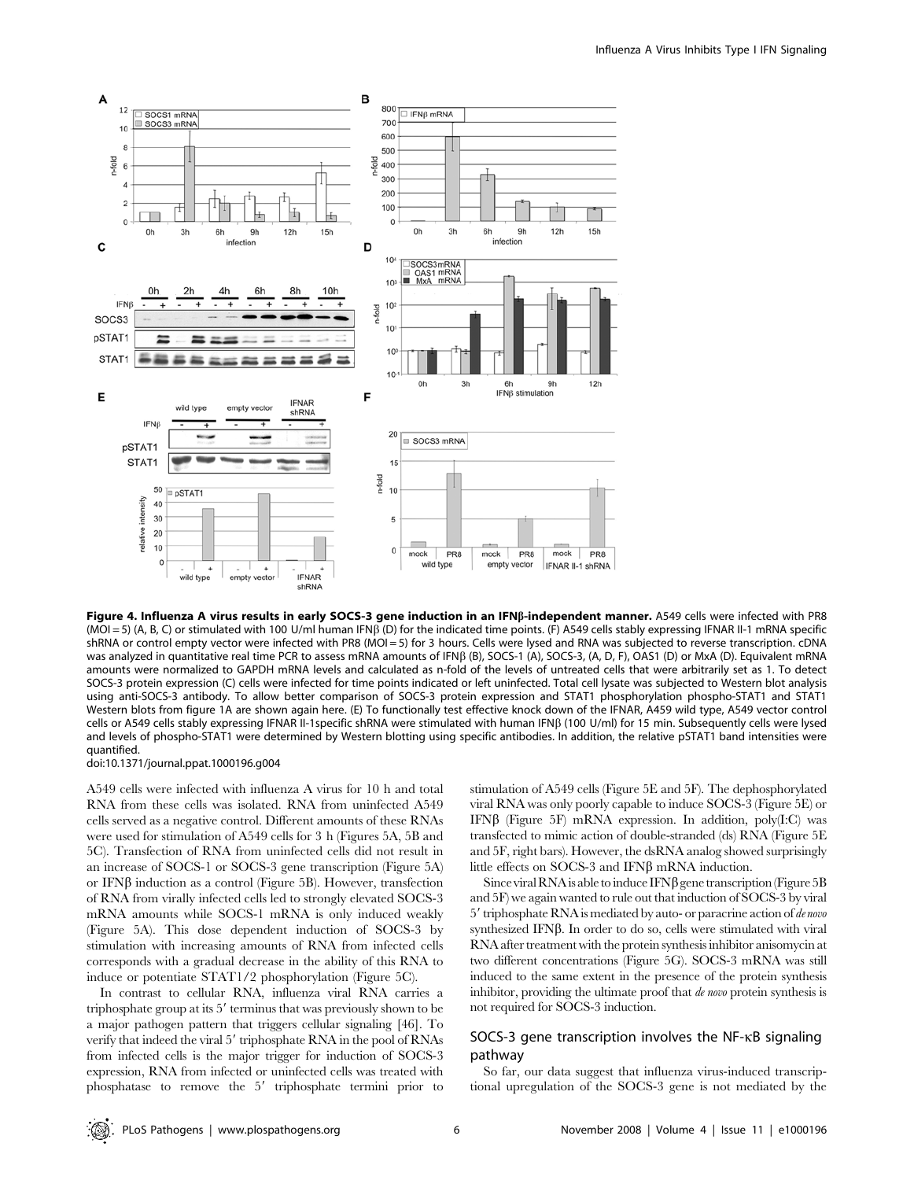**Figure 4. Influenza A virus results in early SOCS-3 gene induction in an IFNβ-independent manner.** A549 cells were infected with PR8 (MOI = 5) (A, B, C) or stimulated with 100 U/ml human IFNβ (D) for the indicated time points. (F) A549 cells stably expressing IFNAR II-1 mRNA specific shRNA or control empty vector were infected with PR8 (MOI = 5) for 3 hours. Cells were lysed and RNA was subjected to reverse transcription. cDNA was analyzed in quantitative real time PCR to assess mRNA amounts of IFNβ (B), SOCS-1 (A), SOCS-3, (A, D, F), OAS1 (D) or MxA (D). Equivalent mRNA amounts were normalized to GAPDH mRNA levels and calculated as n-fold of the levels of untreated cells that were arbitrarily set as 1. To detect SOCS-3 protein expression (C) cells were infected for time points indicated or left uninfected. Total cell lysate was subjected to Western blot analysis using anti-SOCS-3 antibody. To allow better comparison of SOCS-3 protein expression and STAT1 phosphorylation phospho-STAT1 and STAT1 Western blots from figure 1A are shown again here. (E) To functionally test effective knock down of the IFNAR, A459 wild type, A549 vector control cells or A549 cells stably expressing IFNAR II-1specific shRNA were stimulated with human IFNβ (100 U/ml) for 15 min. Subsequently cells were lysed and levels of phospho-STAT1 were determined by Western blotting using specific antibodies. In addition, the relative pSTAT1 band intensities were quantified.

doi:10.1371/journal.ppat.1000196.g004

A549 cells were infected with influenza A virus for 10 h and total RNA from these cells was isolated. RNA from uninfected A549 cells served as a negative control. Different amounts of these RNAs were used for stimulation of A549 cells for 3 h (Figures 5A, 5B and 5C). Transfection of RNA from uninfected cells did not result in an increase of SOCS-1 or SOCS-3 gene transcription (Figure 5A) or IFNβ induction as a control (Figure 5B). However, transfection of RNA from virally infected cells led to strongly elevated SOCS-3 mRNA amounts while SOCS-1 mRNA is only induced weakly (Figure 5A). This dose dependent induction of SOCS-3 by stimulation with increasing amounts of RNA from infected cells corresponds with a gradual decrease in the ability of this RNA to induce or potentiate STAT1/2 phosphorylation (Figure 5C).

In contrast to cellular RNA, influenza viral RNA carries a triphosphate group at its 5′ terminus that was previously shown to be a major pathogen pattern that triggers cellular signaling [46]. To verify that indeed the viral 5′ triphosphate RNA in the pool of RNAs from infected cells is the major trigger for induction of SOCS-3 expression, RNA from infected or uninfected cells was treated with phosphatase to remove the 5′ triphosphate termini prior to stimulation of A549 cells (Figure 5E and 5F). The dephosphorylated viral RNA was only poorly capable to induce SOCS-3 (Figure 5E) or IFNβ (Figure 5F) mRNA expression. In addition, poly(I:C) was transfected to mimic action of double-stranded (ds) RNA (Figure 5E and 5F, right bars). However, the dsRNA analog showed surprisingly little effects on SOCS-3 and IFNβ mRNA induction.

Since viral RNA is able to induce IFNβ gene transcription (Figure 5B and 5F) we again wanted to rule out that induction of SOCS-3 by viral 5′ triphosphate RNA is mediated by auto- or paracrine action of *de novo* synthesized IFNβ. In order to do so, cells were stimulated with viral RNA after treatment with the protein synthesis inhibitor anisomycin at two different concentrations (Figure 5G). SOCS-3 mRNA was still induced to the same extent in the presence of the protein synthesis inhibitor, providing the ultimate proof that *de novo* protein synthesis is not required for SOCS-3 induction.

## SOCS-3 gene transcription involves the NF-κB signaling pathway

So far, our data suggest that influenza virus-induced transcriptional upregulation of the SOCS-3 gene is not mediated by the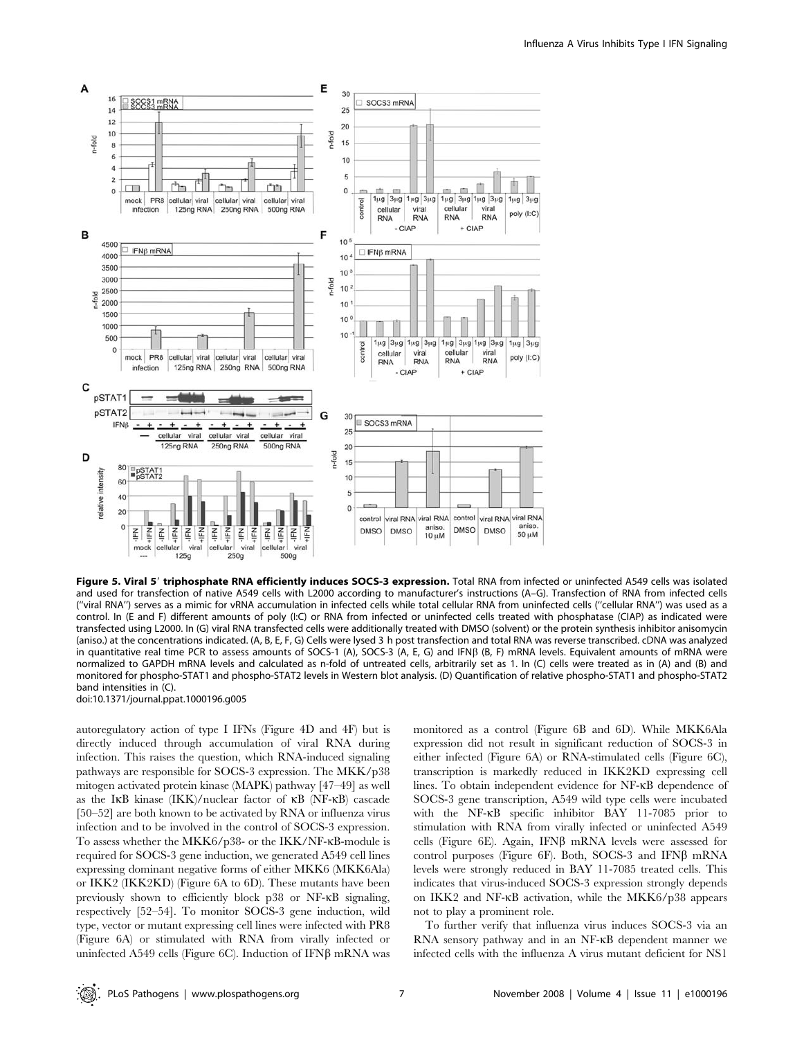**Figure 5. Viral 5′ triphosphate RNA efficiently induces SOCS-3 expression.** Total RNA from infected or uninfected A549 cells was isolated and used for transfection of native A549 cells with L2000 according to manufacturer's instructions (A–G). Transfection of RNA from infected cells ("viral RNA") serves as a mimic for vRNA accumulation in infected cells while total cellular RNA from uninfected cells ("cellular RNA") was used as a control. In (E and F) different amounts of poly (I:C) or RNA from infected or uninfected cells treated with phosphatase (CIAP) as indicated were transfected using L2000. In (G) viral RNA transfected cells were additionally treated with DMSO (solvent) or the protein synthesis inhibitor anisomycin (aniso.) at the concentrations indicated. (A, B, E, F, G) Cells were lysed 3 h post transfection and total RNA was reverse transcribed. cDNA was analyzed in quantitative real time PCR to assess amounts of SOCS-1 (A), SOCS-3 (A, E, G) and IFNβ (B, F) mRNA levels. Equivalent amounts of mRNA were normalized to GAPDH mRNA levels and calculated as n-fold of untreated cells, arbitrarily set as 1. In (C) cells were treated as in (A) and (B) and monitored for phospho-STAT1 and phospho-STAT2 levels in Western blot analysis. (D) Quantification of relative phospho-STAT1 and phospho-STAT2 band intensities in (C).

doi:10.1371/journal.ppat.1000196.g005

autoregulatory action of type I IFNs (Figure 4D and 4F) but is directly induced through accumulation of viral RNA during infection. This raises the question, which RNA-induced signaling pathways are responsible for SOCS-3 expression. The MKK/p38 mitogen activated protein kinase (MAPK) pathway [47–49] as well as the IκB kinase (IKK)/nuclear factor of κB (NF-κB) cascade [50–52] are both known to be activated by RNA or influenza virus infection and to be involved in the control of SOCS-3 expression. To assess whether the MKK6/p38- or the IKK/NF-κB-module is required for SOCS-3 gene induction, we generated A549 cell lines expressing dominant negative forms of either MKK6 (MKK6Ala) or IKK2 (IKK2KD) (Figure 6A to 6D). These mutants have been previously shown to efficiently block p38 or NF-κB signaling, respectively [52–54]. To monitor SOCS-3 gene induction, wild type, vector or mutant expressing cell lines were infected with PR8 (Figure 6A) or stimulated with RNA from virally infected or uninfected A549 cells (Figure 6C). Induction of IFNβ mRNA was monitored as a control (Figure 6B and 6D). While MKK6Ala expression did not result in significant reduction of SOCS-3 in either infected (Figure 6A) or RNA-stimulated cells (Figure 6C), transcription is markedly reduced in IKK2KD expressing cell lines. To obtain independent evidence for NF-κB dependence of SOCS-3 gene transcription, A549 wild type cells were incubated with the NF-κB specific inhibitor BAY 11-7085 prior to stimulation with RNA from virally infected or uninfected A549 cells (Figure 6E). Again, IFNβ mRNA levels were assessed for control purposes (Figure 6F). Both, SOCS-3 and IFNβ mRNA levels were strongly reduced in BAY 11-7085 treated cells. This indicates that virus-induced SOCS-3 expression strongly depends on IKK2 and NF-κB activation, while the MKK6/p38 appears not to play a prominent role.

To further verify that influenza virus induces SOCS-3 via an RNA sensory pathway and in an NF-κB dependent manner we infected cells with the influenza A virus mutant deficient for NS1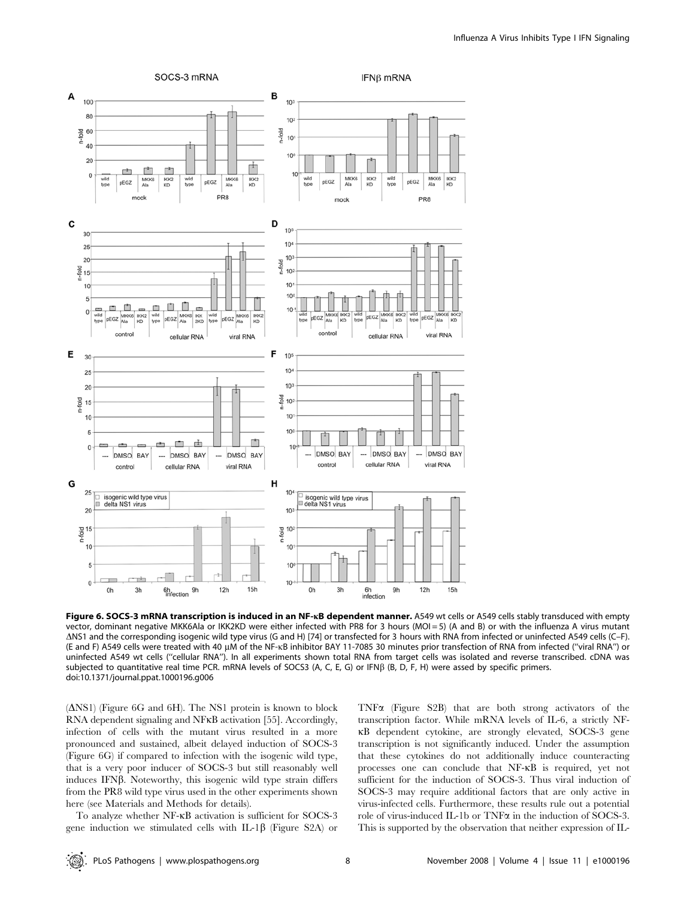**Figure 6. SOCS-3 mRNA transcription is induced in an NF-κB dependent manner.** A549 wt cells or A549 cells stably transduced with empty vector, dominant negative MKK6Ala or IKK2KD were either infected with PR8 for 3 hours (MOI = 5) (A and B) or with the influenza A virus mutant ΔNS1 and the corresponding isogenic wild type virus (G and H) [74] or transfected for 3 hours with RNA from infected or uninfected A549 cells (C–F). (E and F) A549 cells were treated with 40 µM of the NF-κB inhibitor BAY 11-7085 30 minutes prior transfection of RNA from infected ("viral RNA") or uninfected A549 wt cells ("cellular RNA"). In all experiments shown total RNA from target cells was isolated and reverse transcribed. cDNA was subjected to quantitative real time PCR. mRNA levels of SOCS3 (A, C, E, G) or IFNβ (B, D, F, H) were assed by specific primers.
doi:10.1371/journal.ppat.1000196.g006

(ΔNS1) (Figure 6G and 6H). The NS1 protein is known to block RNA dependent signaling and NFκB activation [55]. Accordingly, infection of cells with the mutant virus resulted in a more pronounced and sustained, albeit delayed induction of SOCS-3 (Figure 6G) if compared to infection with the isogenic wild type, that is a very poor inducer of SOCS-3 but still reasonably well induces IFNβ. Noteworthy, this isogenic wild type strain differs from the PR8 wild type virus used in the other experiments shown here (see Materials and Methods for details).

To analyze whether NF-κB activation is sufficient for SOCS-3 gene induction we stimulated cells with IL-1β (Figure S2A) or TNFα (Figure S2B) that are both strong activators of the transcription factor. While mRNA levels of IL-6, a strictly NF-κB dependent cytokine, are strongly elevated, SOCS-3 gene transcription is not significantly induced. Under the assumption that these cytokines do not additionally induce counteracting processes one can conclude that NF-κB is required, yet not sufficient for the induction of SOCS-3. Thus viral induction of SOCS-3 may require additional factors that are only active in virus-infected cells. Furthermore, these results rule out a potential role of virus-induced IL-1b or TNFα in the induction of SOCS-3. This is supported by the observation that neither expression of IL-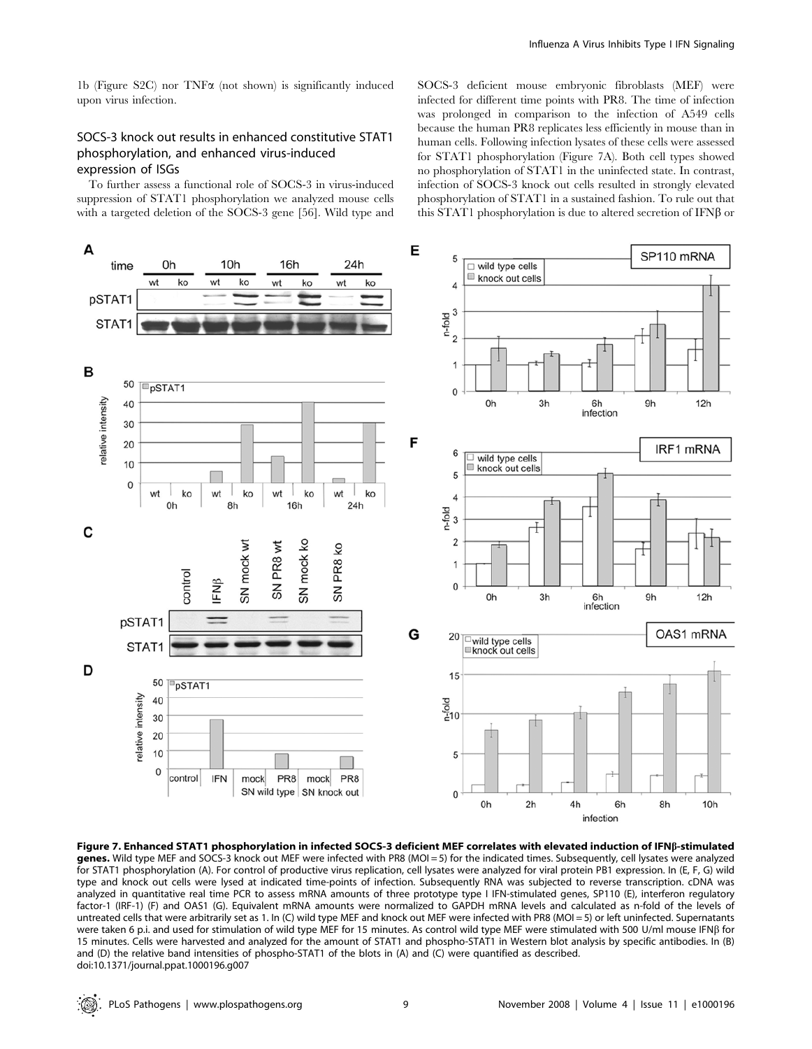1b (Figure S2C) nor TNFα (not shown) is significantly induced upon virus infection.

## SOCS-3 knock out results in enhanced constitutive STAT1 phosphorylation, and enhanced virus-induced expression of ISGs

To further assess a functional role of SOCS-3 in virus-induced suppression of STAT1 phosphorylation we analyzed mouse cells with a targeted deletion of the SOCS-3 gene [56]. Wild type and SOCS-3 deficient mouse embryonic fibroblasts (MEF) were infected for different time points with PR8. The time of infection was prolonged in comparison to the infection of A549 cells because the human PR8 replicates less efficiently in mouse than in human cells. Following infection lysates of these cells were assessed for STAT1 phosphorylation (Figure 7A). Both cell types showed no phosphorylation of STAT1 in the uninfected state. In contrast, infection of SOCS-3 knock out cells resulted in strongly elevated phosphorylation of STAT1 in a sustained fashion. To rule out that this STAT1 phosphorylation is due to altered secretion of IFNβ or

**Figure 7. Enhanced STAT1 phosphorylation in infected SOCS-3 deficient MEF correlates with elevated induction of IFNβ-stimulated genes.** Wild type MEF and SOCS-3 knock out MEF were infected with PR8 (MOI = 5) for the indicated times. Subsequently, cell lysates were analyzed for STAT1 phosphorylation (A). For control of productive virus replication, cell lysates were analyzed for viral protein PB1 expression. In (E, F, G) wild type and knock out cells were lysed at indicated time-points of infection. Subsequently RNA was subjected to reverse transcription. cDNA was analyzed in quantitative real time PCR to assess mRNA amounts of three prototype type I IFN-stimulated genes, SP110 (E), interferon regulatory factor-1 (IRF-1) (F) and OAS1 (G). Equivalent mRNA amounts were normalized to GAPDH mRNA levels and calculated as n-fold of the levels of untreated cells that were arbitrarily set as 1. In (C) wild type MEF and knock out MEF were infected with PR8 (MOI = 5) or left uninfected. Supernatants were taken 6 p.i. and used for stimulation of wild type MEF for 15 minutes. As control wild type MEF were stimulated with 500 U/ml mouse IFNβ for 15 minutes. Cells were harvested and analyzed for the amount of STAT1 and phospho-STAT1 in Western blot analysis by specific antibodies. In (B) and (D) the relative band intensities of phospho-STAT1 of the blots in (A) and (C) were quantified as described.
doi:10.1371/journal.ppat.1000196.g007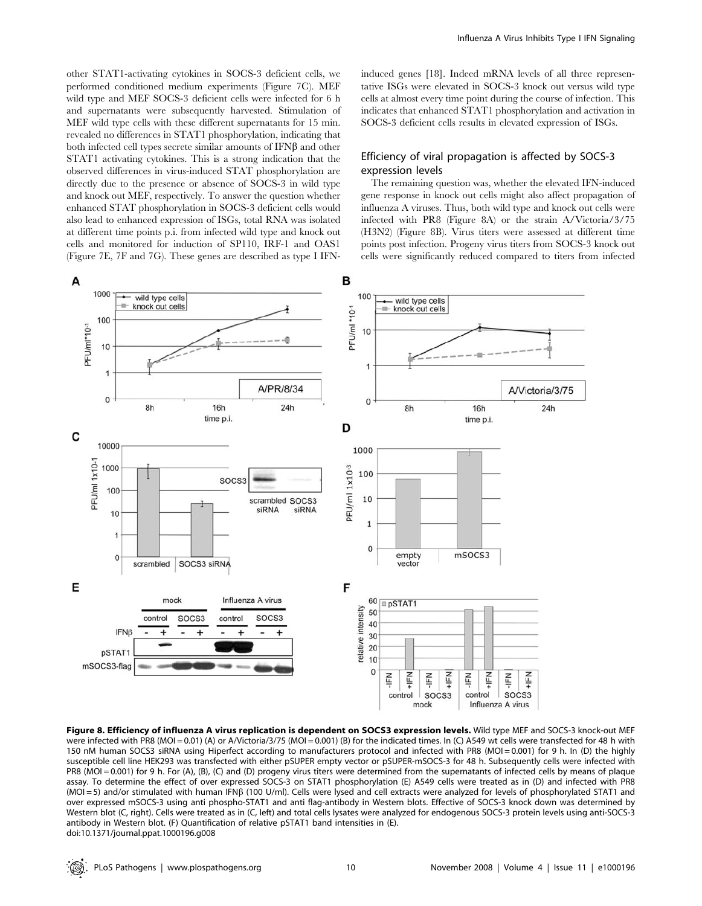other STAT1-activating cytokines in SOCS-3 deficient cells, we performed conditioned medium experiments (Figure 7C). MEF wild type and MEF SOCS-3 deficient cells were infected for 6 h and supernatants were subsequently harvested. Stimulation of MEF wild type cells with these different supernatants for 15 min. revealed no differences in STAT1 phosphorylation, indicating that both infected cell types secrete similar amounts of IFNβ and other STAT1 activating cytokines. This is a strong indication that the observed differences in virus-induced STAT phosphorylation are directly due to the presence or absence of SOCS-3 in wild type and knock out MEF, respectively. To answer the question whether enhanced STAT phosphorylation in SOCS-3 deficient cells would also lead to enhanced expression of ISGs, total RNA was isolated at different time points p.i. from infected wild type and knock out cells and monitored for induction of SP110, IRF-1 and OAS1 (Figure 7E, 7F and 7G). These genes are described as type I IFN-induced genes [18]. Indeed mRNA levels of all three representative ISGs were elevated in SOCS-3 knock out versus wild type cells at almost every time point during the course of infection. This indicates that enhanced STAT1 phosphorylation and activation in SOCS-3 deficient cells results in elevated expression of ISGs.

### Efficiency of viral propagation is affected by SOCS-3 expression levels

The remaining question was, whether the elevated IFN-induced gene response in knock out cells might also affect propagation of influenza A viruses. Thus, both wild type and knock out cells were infected with PR8 (Figure 8A) or the strain A/Victoria/3/75 (H3N2) (Figure 8B). Virus titers were assessed at different time points post infection. Progeny virus titers from SOCS-3 knock out cells were significantly reduced compared to titers from infected

**Figure 8. Efficiency of influenza A virus replication is dependent on SOCS3 expression levels.** Wild type MEF and SOCS-3 knock-out MEF were infected with PR8 (MOI = 0.01) (A) or A/Victoria/3/75 (MOI = 0.001) (B) for the indicated times. In (C) A549 wt cells were transfected for 48 h with 150 nM human SOCS3 siRNA using Hiperfect according to manufacturers protocol and infected with PR8 (MOI = 0.001) for 9 h. In (D) the highly susceptible cell line HEK293 was transfected with either pSUPER empty vector or pSUPER-mSOCS-3 for 48 h. Subsequently cells were infected with PR8 (MOI = 0.001) for 9 h. For (A), (B), (C) and (D) progeny virus titers were determined from the supernatants of infected cells by means of plaque assay. To determine the effect of over expressed SOCS-3 on STAT1 phosphorylation (E) A549 cells were treated as in (D) and infected with PR8 (MOI = 5) and/or stimulated with human IFNβ (100 U/ml). Cells were lysed and cell extracts were analyzed for levels of phosphorylated STAT1 and over expressed mSOCS-3 using anti phospho-STAT1 and anti flag-antibody in Western blots. Effective of SOCS-3 knock down was determined by Western blot (C, right). Cells were treated as in (C, left) and total cells lysates were analyzed for endogenous SOCS-3 protein levels using anti-SOCS-3 antibody in Western blot. (F) Quantification of relative pSTAT1 band intensities in (E).
doi:10.1371/journal.ppat.1000196.g008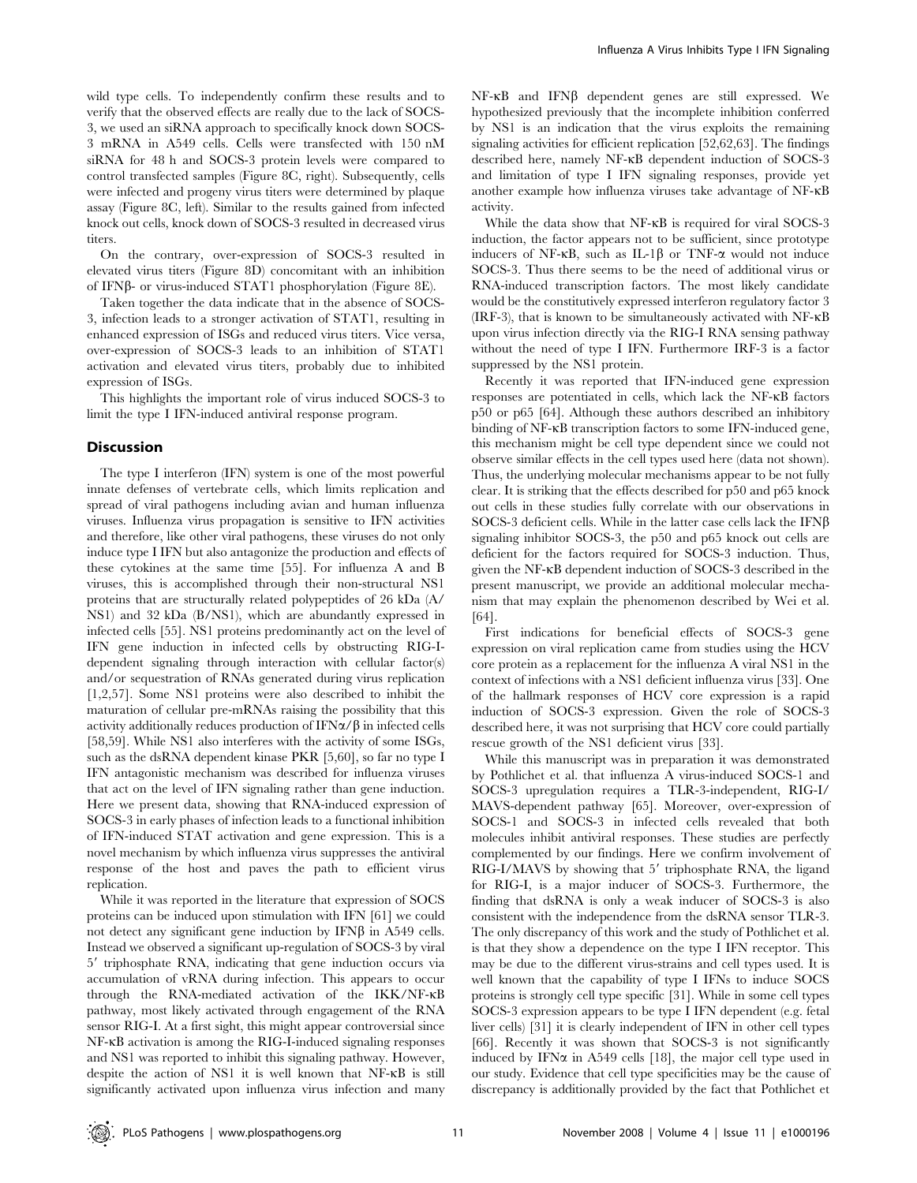wild type cells. To independently confirm these results and to verify that the observed effects are really due to the lack of SOCS-3, we used an siRNA approach to specifically knock down SOCS-3 mRNA in A549 cells. Cells were transfected with 150 nM siRNA for 48 h and SOCS-3 protein levels were compared to control transfected samples (Figure 8C, right). Subsequently, cells were infected and progeny virus titers were determined by plaque assay (Figure 8C, left). Similar to the results gained from infected knock out cells, knock down of SOCS-3 resulted in decreased virus titers.

On the contrary, over-expression of SOCS-3 resulted in elevated virus titers (Figure 8D) concomitant with an inhibition of IFNβ- or virus-induced STAT1 phosphorylation (Figure 8E).

Taken together the data indicate that in the absence of SOCS-3, infection leads to a stronger activation of STAT1, resulting in enhanced expression of ISGs and reduced virus titers. Vice versa, over-expression of SOCS-3 leads to an inhibition of STAT1 activation and elevated virus titers, probably due to inhibited expression of ISGs.

This highlights the important role of virus induced SOCS-3 to limit the type I IFN-induced antiviral response program.

## Discussion

The type I interferon (IFN) system is one of the most powerful innate defenses of vertebrate cells, which limits replication and spread of viral pathogens including avian and human influenza viruses. Influenza virus propagation is sensitive to IFN activities and therefore, like other viral pathogens, these viruses do not only induce type I IFN but also antagonize the production and effects of these cytokines at the same time [55]. For influenza A and B viruses, this is accomplished through their non-structural NS1 proteins that are structurally related polypeptides of 26 kDa (A/NS1) and 32 kDa (B/NS1), which are abundantly expressed in infected cells [55]. NS1 proteins predominantly act on the level of IFN gene induction in infected cells by obstructing RIG-I-dependent signaling through interaction with cellular factor(s) and/or sequestration of RNAs generated during virus replication [1,2,57]. Some NS1 proteins were also described to inhibit the maturation of cellular pre-mRNAs raising the possibility that this activity additionally reduces production of IFNα/β in infected cells [58,59]. While NS1 also interferes with the activity of some ISGs, such as the dsRNA dependent kinase PKR [5,60], so far no type I IFN antagonistic mechanism was described for influenza viruses that act on the level of IFN signaling rather than gene induction. Here we present data, showing that RNA-induced expression of SOCS-3 in early phases of infection leads to a functional inhibition of IFN-induced STAT activation and gene expression. This is a novel mechanism by which influenza virus suppresses the antiviral response of the host and paves the path to efficient virus replication.

While it was reported in the literature that expression of SOCS proteins can be induced upon stimulation with IFN [61] we could not detect any significant gene induction by IFNβ in A549 cells. Instead we observed a significant up-regulation of SOCS-3 by viral 5′ triphosphate RNA, indicating that gene induction occurs via accumulation of vRNA during infection. This appears to occur through the RNA-mediated activation of the IKK/NF-κB pathway, most likely activated through engagement of the RNA sensor RIG-I. At a first sight, this might appear controversial since NF-κB activation is among the RIG-I-induced signaling responses and NS1 was reported to inhibit this signaling pathway. However, despite the action of NS1 it is well known that NF-κB is still significantly activated upon influenza virus infection and many NF-κB and IFNβ dependent genes are still expressed. We hypothesized previously that the incomplete inhibition conferred by NS1 is an indication that the virus exploits the remaining signaling activities for efficient replication [52,62,63]. The findings described here, namely NF-κB dependent induction of SOCS-3 and limitation of type I IFN signaling responses, provide yet another example how influenza viruses take advantage of NF-κB activity.

While the data show that NF-κB is required for viral SOCS-3 induction, the factor appears not to be sufficient, since prototype inducers of NF-κB, such as IL-1β or TNF-α would not induce SOCS-3. Thus there seems to be the need of additional virus or RNA-induced transcription factors. The most likely candidate would be the constitutively expressed interferon regulatory factor 3 (IRF-3), that is known to be simultaneously activated with NF-κB upon virus infection directly via the RIG-I RNA sensing pathway without the need of type I IFN. Furthermore IRF-3 is a factor suppressed by the NS1 protein.

Recently it was reported that IFN-induced gene expression responses are potentiated in cells, which lack the NF-κB factors p50 or p65 [64]. Although these authors described an inhibitory binding of NF-κB transcription factors to some IFN-induced gene, this mechanism might be cell type dependent since we could not observe similar effects in the cell types used here (data not shown). Thus, the underlying molecular mechanisms appear to be not fully clear. It is striking that the effects described for p50 and p65 knock out cells in these studies fully correlate with our observations in SOCS-3 deficient cells. While in the latter case cells lack the IFNβ signaling inhibitor SOCS-3, the p50 and p65 knock out cells are deficient for the factors required for SOCS-3 induction. Thus, given the NF-κB dependent induction of SOCS-3 described in the present manuscript, we provide an additional molecular mechanism that may explain the phenomenon described by Wei et al. [64].

First indications for beneficial effects of SOCS-3 gene expression on viral replication came from studies using the HCV core protein as a replacement for the influenza A viral NS1 in the context of infections with a NS1 deficient influenza virus [33]. One of the hallmark responses of HCV core expression is a rapid induction of SOCS-3 expression. Given the role of SOCS-3 described here, it was not surprising that HCV core could partially rescue growth of the NS1 deficient virus [33].

While this manuscript was in preparation it was demonstrated by Pothlichet et al. that influenza A virus-induced SOCS-1 and SOCS-3 upregulation requires a TLR-3-independent, RIG-I/MAVS-dependent pathway [65]. Moreover, over-expression of SOCS-1 and SOCS-3 in infected cells revealed that both molecules inhibit antiviral responses. These studies are perfectly complemented by our findings. Here we confirm involvement of RIG-I/MAVS by showing that 5′ triphosphate RNA, the ligand for RIG-I, is a major inducer of SOCS-3. Furthermore, the finding that dsRNA is only a weak inducer of SOCS-3 is also consistent with the independence from the dsRNA sensor TLR-3. The only discrepancy of this work and the study of Pothlichet et al. is that they show a dependence on the type I IFN receptor. This may be due to the different virus-strains and cell types used. It is well known that the capability of type I IFNs to induce SOCS proteins is strongly cell type specific [31]. While in some cell types SOCS-3 expression appears to be type I IFN dependent (e.g. fetal liver cells) [31] it is clearly independent of IFN in other cell types [66]. Recently it was shown that SOCS-3 is not significantly induced by IFNα in A549 cells [18], the major cell type used in our study. Evidence that cell type specificities may be the cause of discrepancy is additionally provided by the fact that Pothlichet et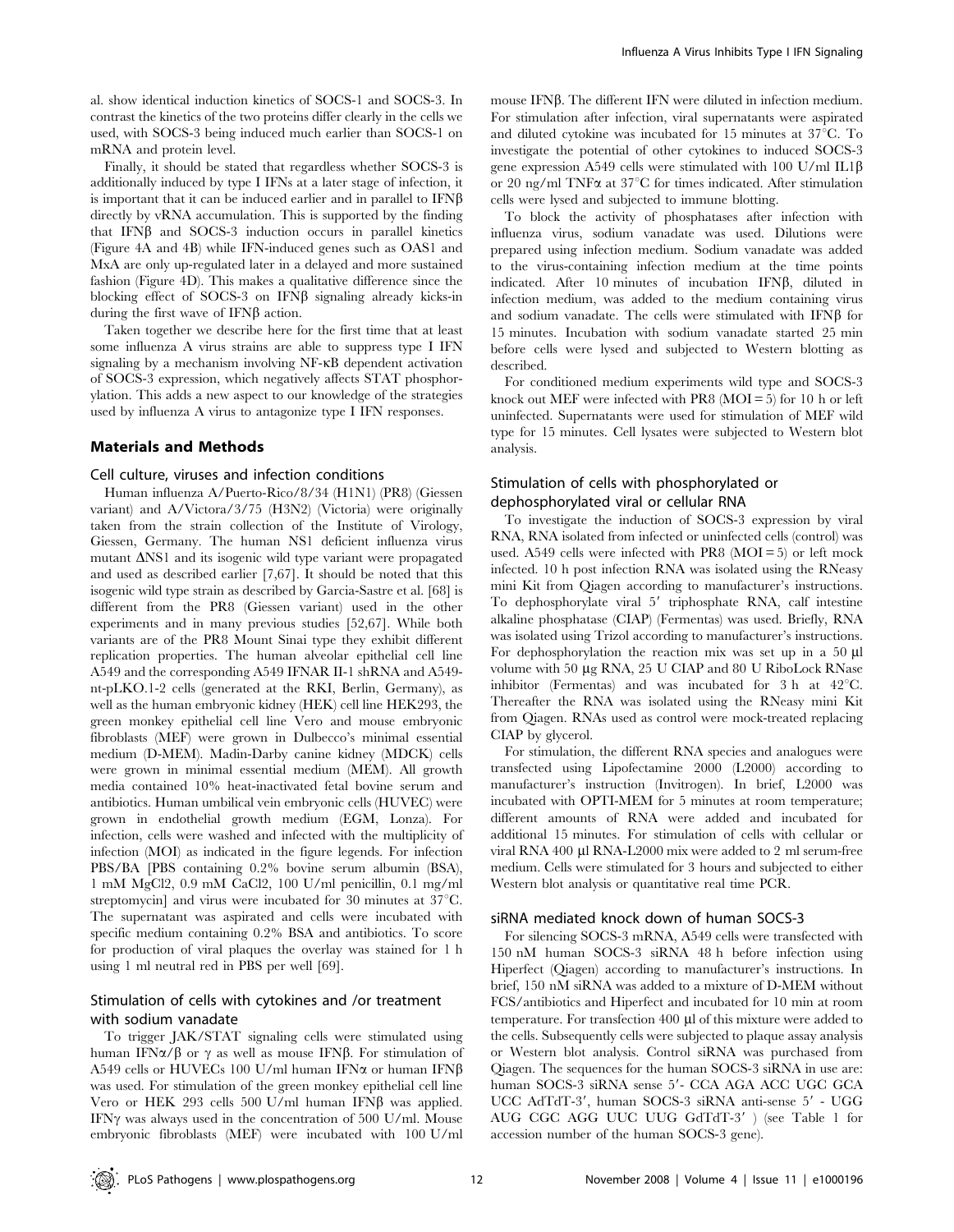al. show identical induction kinetics of SOCS-1 and SOCS-3. In contrast the kinetics of the two proteins differ clearly in the cells we used, with SOCS-3 being induced much earlier than SOCS-1 on mRNA and protein level.

Finally, it should be stated that regardless whether SOCS-3 is additionally induced by type I IFNs at a later stage of infection, it is important that it can be induced earlier and in parallel to IFNβ directly by vRNA accumulation. This is supported by the finding that IFNβ and SOCS-3 induction occurs in parallel kinetics (Figure 4A and 4B) while IFN-induced genes such as OAS1 and MxA are only up-regulated later in a delayed and more sustained fashion (Figure 4D). This makes a qualitative difference since the blocking effect of SOCS-3 on IFNβ signaling already kicks-in during the first wave of IFNβ action.

Taken together we describe here for the first time that at least some influenza A virus strains are able to suppress type I IFN signaling by a mechanism involving NF-κB dependent activation of SOCS-3 expression, which negatively affects STAT phosphorylation. This adds a new aspect to our knowledge of the strategies used by influenza A virus to antagonize type I IFN responses.

## Materials and Methods

### Cell culture, viruses and infection conditions

Human influenza A/Puerto-Rico/8/34 (H1N1) (PR8) (Giessen variant) and A/Victora/3/75 (H3N2) (Victoria) were originally taken from the strain collection of the Institute of Virology, Giessen, Germany. The human NS1 deficient influenza virus mutant ΔNS1 and its isogenic wild type variant were propagated and used as described earlier [7,67]. It should be noted that this isogenic wild type strain as described by Garcia-Sastre et al. [68] is different from the PR8 (Giessen variant) used in the other experiments and in many previous studies [52,67]. While both variants are of the PR8 Mount Sinai type they exhibit different replication properties. The human alveolar epithelial cell line A549 and the corresponding A549 IFNAR II-1 shRNA and A549-nt-pLKO.1-2 cells (generated at the RKI, Berlin, Germany), as well as the human embryonic kidney (HEK) cell line HEK293, the green monkey epithelial cell line Vero and mouse embryonic fibroblasts (MEF) were grown in Dulbecco's minimal essential medium (D-MEM). Madin-Darby canine kidney (MDCK) cells were grown in minimal essential medium (MEM). All growth media contained 10% heat-inactivated fetal bovine serum and antibiotics. Human umbilical vein embryonic cells (HUVEC) were grown in endothelial growth medium (EGM, Lonza). For infection, cells were washed and infected with the multiplicity of infection (MOI) as indicated in the figure legends. For infection PBS/BA [PBS containing 0.2% bovine serum albumin (BSA), 1 mM $MgCl_2$, 0.9 mM $CaCl_2$, 100 U/ml penicillin, 0.1 mg/ml streptomycin] and virus were incubated for 30 minutes at 37°C. The supernatant was aspirated and cells were incubated with specific medium containing 0.2% BSA and antibiotics. To score for production of viral plaques the overlay was stained for 1 h using 1 ml neutral red in PBS per well [69].

### Stimulation of cells with cytokines and /or treatment with sodium vanadate

To trigger JAK/STAT signaling cells were stimulated using human IFNα/β or γ as well as mouse IFNβ. For stimulation of A549 cells or HUVECs 100 U/ml human IFNα or human IFNβ was used. For stimulation of the green monkey epithelial cell line Vero or HEK 293 cells 500 U/ml human IFNβ was applied. IFNγ was always used in the concentration of 500 U/ml. Mouse embryonic fibroblasts (MEF) were incubated with 100 U/ml mouse IFNβ. The different IFN were diluted in infection medium. For stimulation after infection, viral supernatants were aspirated and diluted cytokine was incubated for 15 minutes at 37°C. To investigate the potential of other cytokines to induced SOCS-3 gene expression A549 cells were stimulated with 100 U/ml IL1β or 20 ng/ml TNFα at 37°C for times indicated. After stimulation cells were lysed and subjected to immune blotting.

To block the activity of phosphatases after infection with influenza virus, sodium vanadate was used. Dilutions were prepared using infection medium. Sodium vanadate was added to the virus-containing infection medium at the time points indicated. After 10 minutes of incubation IFNβ, diluted in infection medium, was added to the medium containing virus and sodium vanadate. The cells were stimulated with IFNβ for 15 minutes. Incubation with sodium vanadate started 25 min before cells were lysed and subjected to Western blotting as described.

For conditioned medium experiments wild type and SOCS-3 knock out MEF were infected with PR8 (MOI = 5) for 10 h or left uninfected. Supernatants were used for stimulation of MEF wild type for 15 minutes. Cell lysates were subjected to Western blot analysis.

### Stimulation of cells with phosphorylated or dephosphorylated viral or cellular RNA

To investigate the induction of SOCS-3 expression by viral RNA, RNA isolated from infected or uninfected cells (control) was used. A549 cells were infected with PR8 (MOI = 5) or left mock infected. 10 h post infection RNA was isolated using the RNeasy mini Kit from Qiagen according to manufacturer's instructions. To dephosphorylate viral 5′ triphosphate RNA, calf intestine alkaline phosphatase (CIAP) (Fermentas) was used. Briefly, RNA was isolated using Trizol according to manufacturer's instructions. For dephosphorylation the reaction mix was set up in a 50 µl volume with 50 µg RNA, 25 U CIAP and 80 U RiboLock RNase inhibitor (Fermentas) and was incubated for 3 h at 42°C. Thereafter the RNA was isolated using the RNeasy mini Kit from Qiagen. RNAs used as control were mock-treated replacing CIAP by glycerol.

For stimulation, the different RNA species and analogues were transfected using Lipofectamine 2000 (L2000) according to manufacturer's instruction (Invitrogen). In brief, L2000 was incubated with OPTI-MEM for 5 minutes at room temperature; different amounts of RNA were added and incubated for additional 15 minutes. For stimulation of cells with cellular or viral RNA 400 µl RNA-L2000 mix were added to 2 ml serum-free medium. Cells were stimulated for 3 hours and subjected to either Western blot analysis or quantitative real time PCR.

### siRNA mediated knock down of human SOCS-3

For silencing SOCS-3 mRNA, A549 cells were transfected with 150 nM human SOCS-3 siRNA 48 h before infection using Hiperfect (Qiagen) according to manufacturer's instructions. In brief, 150 nM siRNA was added to a mixture of D-MEM without FCS/antibiotics and Hiperfect and incubated for 10 min at room temperature. For transfection 400 µl of this mixture were added to the cells. Subsequently cells were subjected to plaque assay analysis or Western blot analysis. Control siRNA was purchased from Qiagen. The sequences for the human SOCS-3 siRNA in use are: human SOCS-3 siRNA sense 5′- CCA AGA ACC UGC GCA UCC AdTdT-3′, human SOCS-3 siRNA anti-sense 5′ - UGG AUG CGC AGG UUC UUG GdTdT-3′ ) (see Table 1 for accession number of the human SOCS-3 gene).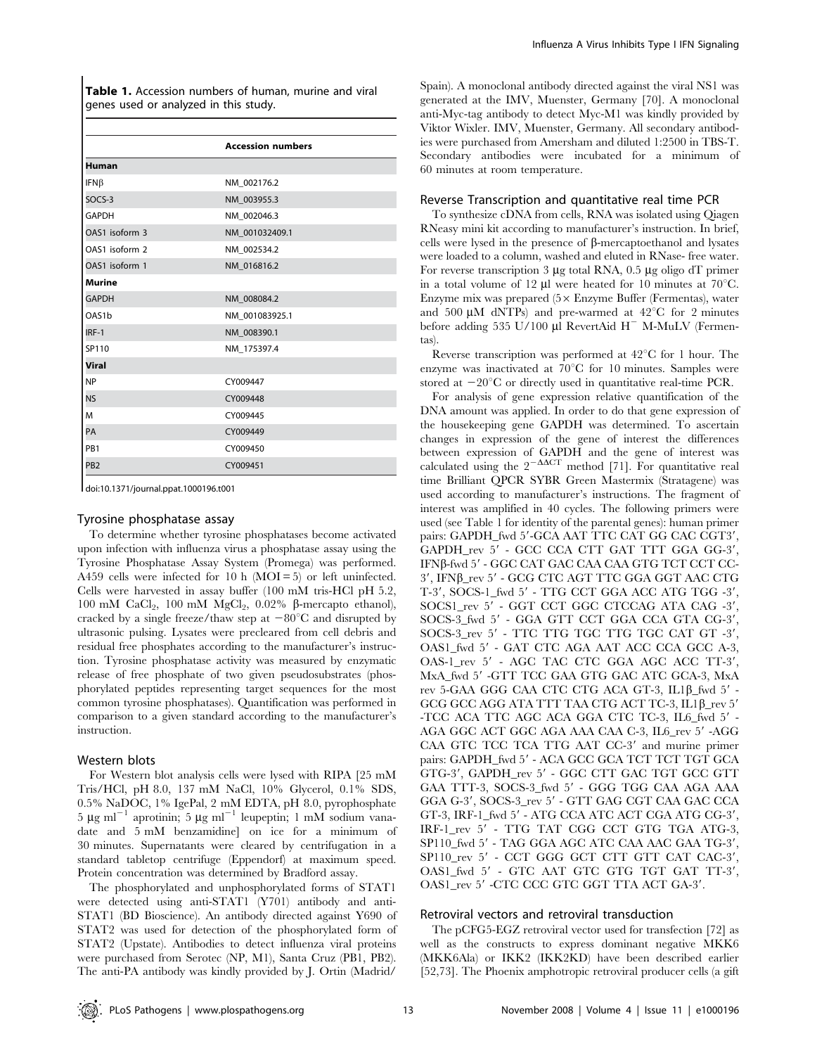**Table 1.** Accession numbers of human, murine and viral genes used or analyzed in this study.

| | Accession numbers |
|---|---|
| **Human** | |
| IFNβ | NM_002176.2 |
| SOCS-3 | NM_003955.3 |
| GAPDH | NM_002046.3 |
| OAS1 isoform 3 | NM_001032409.1 |
| OAS1 isoform 2 | NM_002534.2 |
| OAS1 isoform 1 | NM_016816.2 |
| **Murine** | |
| GAPDH | NM_008084.2 |
| OAS1b | NM_001083925.1 |
| IRF-1 | NM_008390.1 |
| SP110 | NM_175397.4 |
| **Viral** | |
| NP | CY009447 |
| NS | CY009448 |
| M | CY009445 |
| PA | CY009449 |
| PB1 | CY009450 |
| PB2 | CY009451 |

doi:10.1371/journal.ppat.1000196.t001

### Tyrosine phosphatase assay

To determine whether tyrosine phosphatases become activated upon infection with influenza virus a phosphatase assay using the Tyrosine Phosphatase Assay System (Promega) was performed. A459 cells were infected for 10 h (MOI = 5) or left uninfected. Cells were harvested in assay buffer (100 mM tris-HCl pH 5.2, 100 mM $CaCl_2$, 100 mM $MgCl_2$, 0.02% β-mercapto ethanol), cracked by a single freeze/thaw step at −80°C and disrupted by ultrasonic pulsing. Lysates were precleared from cell debris and residual free phosphates according to the manufacturer's instruction. Tyrosine phosphatase activity was measured by enzymatic release of free phosphate of two given pseudosubstrates (phosphorylated peptides representing target sequences for the most common tyrosine phosphatases). Quantification was performed in comparison to a given standard according to the manufacturer's instruction.

### Western blots

For Western blot analysis cells were lysed with RIPA [25 mM Tris/HCl, pH 8.0, 137 mM NaCl, 10% Glycerol, 0.1% SDS, 0.5% NaDOC, 1% IgePal, 2 mM EDTA, pH 8.0, pyrophosphate 5 μg $ml^{-1}$ aprotinin; 5 μg $ml^{-1}$ leupeptin; 1 mM sodium vanadate and 5 mM benzamidine] on ice for a minimum of 30 minutes. Supernatants were cleared by centrifugation in a standard tabletop centrifuge (Eppendorf) at maximum speed. Protein concentration was determined by Bradford assay.

The phosphorylated and unphosphorylated forms of STAT1 were detected using anti-STAT1 (Y701) antibody and anti-STAT1 (BD Bioscience). An antibody directed against Y690 of STAT2 was used for detection of the phosphorylated form of STAT2 (Upstate). Antibodies to detect influenza viral proteins were purchased from Serotec (NP, M1), Santa Cruz (PB1, PB2). The anti-PA antibody was kindly provided by J. Ortin (Madrid/Spain). A monoclonal antibody directed against the viral NS1 was generated at the IMV, Muenster, Germany [70]. A monoclonal anti-Myc-tag antibody to detect Myc-M1 was kindly provided by Viktor Wixler. IMV, Muenster, Germany. All secondary antibodies were purchased from Amersham and diluted 1:2500 in TBS-T. Secondary antibodies were incubated for a minimum of 60 minutes at room temperature.

### Reverse Transcription and quantitative real time PCR

To synthesize cDNA from cells, RNA was isolated using Qiagen RNeasy mini kit according to manufacturer's instruction. In brief, cells were lysed in the presence of β-mercaptoethanol and lysates were loaded to a column, washed and eluted in RNase- free water. For reverse transcription 3 μg total RNA, 0.5 μg oligo dT primer in a total volume of 12 μl were heated for 10 minutes at 70°C. Enzyme mix was prepared (5× Enzyme Buffer (Fermentas), water and 500 μM dNTPs) and pre-warmed at 42°C for 2 minutes before adding 535 U/100 μl RevertAid $H^-$ M-MuLV (Fermentas).

Reverse transcription was performed at 42°C for 1 hour. The enzyme was inactivated at 70°C for 10 minutes. Samples were stored at −20°C or directly used in quantitative real-time PCR.

For analysis of gene expression relative quantification of the DNA amount was applied. In order to do that gene expression of the housekeeping gene GAPDH was determined. To ascertain changes in expression of the gene of interest the differences between expression of GAPDH and the gene of interest was calculated using the $2^{-\Delta\Delta CT}$ method [71]. For quantitative real time Brilliant QPCR SYBR Green Mastermix (Stratagene) was used according to manufacturer's instructions. The fragment of interest was amplified in 40 cycles. The following primers were used (see Table 1 for identity of the parental genes): human primer pairs: GAPDH_fwd 5′-GCA AAT TTC CAT GG CAC CGT3′, GAPDH_rev 5′ - GCC CCA CTT GAT TTT GGA GG-3′, IFNβ-fwd 5′ - GGC CAT GAC CAA CAA GTG TCT CCT CC-3′, IFNβ_rev 5′ - GCG CTC AGT TTC GGA GGT AAC CTG T-3′, SOCS-1_fwd 5′ - TTG CCT GGA ACC ATG TGG -3′, SOCS1_rev 5′ - GGT CCT GGC CTCCAG ATA CAG -3′, SOCS-3_fwd 5′ - GGA GTT CCT GGA CCA GTA CG-3′, SOCS-3_rev 5′ - TTC TTG TGC TTG TGC CAT GT -3′, OAS1_fwd 5′ - GAT CTC AGA AAT ACC CCA GCC A-3, OAS-1_rev 5′ - AGC TAC CTC GGA AGC ACC TT-3′, MxA_fwd 5′ -GTT TCC GAA GTG GAC ATC GCA-3, MxA rev 5-GAA GGG CAA CTC CTG ACA GT-3, IL1β_fwd 5′ - GCG GCC AGG ATA TTT TAA CTG ACT TC-3, IL1β_rev 5′ -TCC ACA TTC AGC ACA GGA CTC TC-3, IL6_fwd 5′ - AGA GGC ACT GGC AGA AAA CAA C-3, IL6_rev 5′ -AGG CAA GTC TCC TCA TTG AAT CC-3′ and murine primer pairs: GAPDH_fwd 5′ - ACA GCC GCA TCT TCT TGT GCA GTG-3′, GAPDH_rev 5′ - GGC CTT GAC TGT GCC GTT GAA TTT-3, SOCS-3_fwd 5′ - GGG TGG CAA AGA AAA GGA G-3′, SOCS-3_rev 5′ - GTT GAG CGT CAA GAC CCA GT-3, IRF-1_fwd 5′ - ATG CCA ATC ACT CGA ATG CG-3′, IRF-1_rev 5′ - TTG TAT CGG CCT GTG TGA ATG-3, SP110_fwd 5′ - TAG GGA AGC ATC CAA AAC GAA TG-3′, SP110_rev 5′ - CCT GGG GCT CTT GTT CAT CAC-3′, OAS1_fwd 5′ - GTC AAT GTC GTG TGT GAT TT-3′, OAS1_rev 5′ -CTC CCC GTC GGT TTA ACT GA-3′.

### Retroviral vectors and retroviral transduction

The pCFG5-EGZ retroviral vector used for transfection [72] as well as the constructs to express dominant negative MKK6 (MKK6Ala) or IKK2 (IKK2KD) have been described earlier [52,73]. The Phoenix amphotropic retroviral producer cells (a gift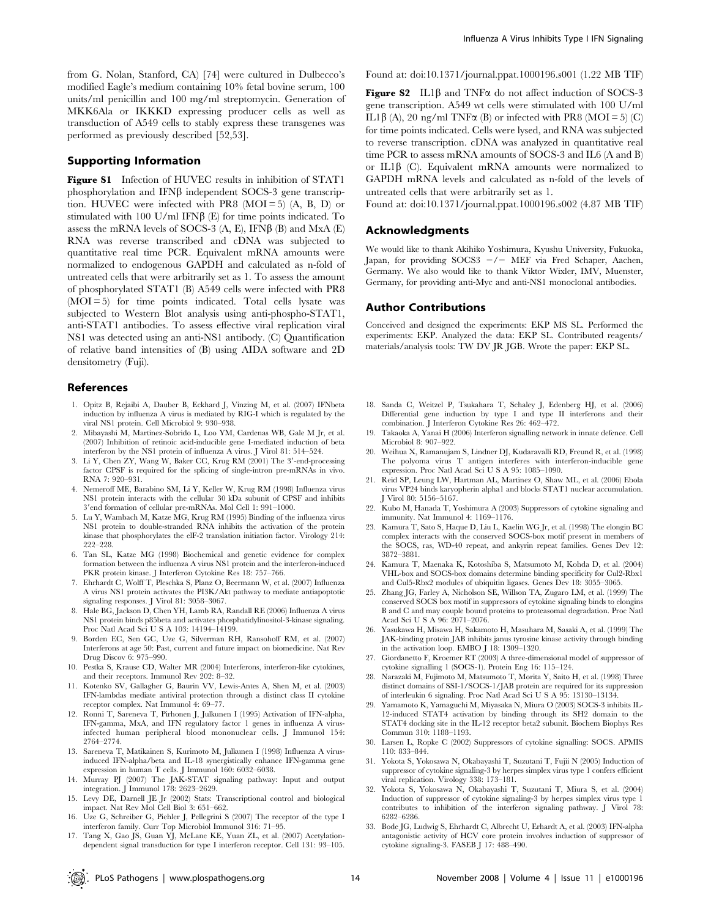from G. Nolan, Stanford, CA) [74] were cultured in Dulbecco's modified Eagle's medium containing 10% fetal bovine serum, 100 units/ml penicillin and 100 mg/ml streptomycin. Generation of MKK6Ala or IKKKD expressing producer cells as well as transduction of A549 cells to stably express these transgenes was performed as previously described [52,53].

## Supporting Information

**Figure S1** Infection of HUVEC results in inhibition of STAT1 phosphorylation and IFNβ independent SOCS-3 gene transcription. HUVEC were infected with PR8 (MOI = 5) (A, B, D) or stimulated with 100 U/ml IFNβ (E) for time points indicated. To assess the mRNA levels of SOCS-3 (A, E), IFNβ (B) and MxA (E) RNA was reverse transcribed and cDNA was subjected to quantitative real time PCR. Equivalent mRNA amounts were normalized to endogenous GAPDH and calculated as n-fold of untreated cells that were arbitrarily set as 1. To assess the amount of phosphorylated STAT1 (B) A549 cells were infected with PR8 (MOI = 5) for time points indicated. Total cells lysate was subjected to Western Blot analysis using anti-phospho-STAT1, anti-STAT1 antibodies. To assess effective viral replication viral NS1 was detected using an anti-NS1 antibody. (C) Quantification of relative band intensities of (B) using AIDA software and 2D densitometry (Fuji).

Found at: doi:10.1371/journal.ppat.1000196.s001 (1.22 MB TIF)

**Figure S2** IL1β and TNFα do not affect induction of SOCS-3 gene transcription. A549 wt cells were stimulated with 100 U/ml IL1β (A), 20 ng/ml TNFα (B) or infected with PR8 (MOI = 5) (C) for time points indicated. Cells were lysed, and RNA was subjected to reverse transcription. cDNA was analyzed in quantitative real time PCR to assess mRNA amounts of SOCS-3 and IL6 (A and B) or IL1β (C). Equivalent mRNA amounts were normalized to GAPDH mRNA levels and calculated as n-fold of the levels of untreated cells that were arbitrarily set as 1.

Found at: doi:10.1371/journal.ppat.1000196.s002 (4.87 MB TIF)

## Acknowledgments

We would like to thank Akihiko Yoshimura, Kyushu University, Fukuoka, Japan, for providing SOCS3 −/− MEF via Fred Schaper, Aachen, Germany. We also would like to thank Viktor Wixler, IMV, Muenster, Germany, for providing anti-Myc and anti-NS1 monoclonal antibodies.

## Author Contributions

Conceived and designed the experiments: EKP MS SL. Performed the experiments: EKP. Analyzed the data: EKP SL. Contributed reagents/materials/analysis tools: TW DV JR JGB. Wrote the paper: EKP SL.

## References

1. Opitz B, Rejaibi A, Dauber B, Eckhard J, Vinzing M, et al. (2007) IFNbeta induction by influenza A virus is mediated by RIG-I which is regulated by the viral NS1 protein. Cell Microbiol 9: 930–938.
2. Mibayashi M, Martinez-Sobrido L, Loo YM, Cardenas WB, Gale M Jr, et al. (2007) Inhibition of retinoic acid-inducible gene I-mediated induction of beta interferon by the NS1 protein of influenza A virus. J Virol 81: 514–524.
3. Li Y, Chen ZY, Wang W, Baker CC, Krug RM (2001) The 3′-end-processing factor CPSF is required for the splicing of single-intron pre-mRNAs in vivo. RNA 7: 920–931.
4. Nemeroff ME, Barabino SM, Li Y, Keller W, Krug RM (1998) Influenza virus NS1 protein interacts with the cellular 30 kDa subunit of CPSF and inhibits 3′end formation of cellular pre-mRNAs. Mol Cell 1: 991–1000.
5. Lu Y, Wambach M, Katze MG, Krug RM (1995) Binding of the influenza virus NS1 protein to double-stranded RNA inhibits the activation of the protein kinase that phosphorylates the eIF-2 translation initiation factor. Virology 214: 222–228.
6. Tan SL, Katze MG (1998) Biochemical and genetic evidence for complex formation between the influenza A virus NS1 protein and the interferon-induced PKR protein kinase. J Interferon Cytokine Res 18: 757–766.
7. Ehrhardt C, Wolff T, Pleschka S, Planz O, Beermann W, et al. (2007) Influenza A virus NS1 protein activates the PI3K/Akt pathway to mediate antiapoptotic signaling responses. J Virol 81: 3058–3067.
8. Hale BG, Jackson D, Chen YH, Lamb RA, Randall RE (2006) Influenza A virus NS1 protein binds p85beta and activates phosphatidylinositol-3-kinase signaling. Proc Natl Acad Sci U S A 103: 14194–14199.
9. Borden EC, Sen GC, Uze G, Silverman RH, Ransohoff RM, et al. (2007) Interferons at age 50: Past, current and future impact on biomedicine. Nat Rev Drug Discov 6: 975–990.
10. Pestka S, Krause CD, Walter MR (2004) Interferons, interferon-like cytokines, and their receptors. Immunol Rev 202: 8–32.
11. Kotenko SV, Gallagher G, Baurin VV, Lewis-Antes A, Shen M, et al. (2003) IFN-lambdas mediate antiviral protection through a distinct class II cytokine receptor complex. Nat Immunol 4: 69–77.
12. Ronni T, Sareneva T, Pirhonen J, Julkunen I (1995) Activation of IFN-alpha, IFN-gamma, MxA, and IFN regulatory factor 1 genes in influenza A virus-infected human peripheral blood mononuclear cells. J Immunol 154: 2764–2774.
13. Sareneva T, Matikainen S, Kurimoto M, Julkunen I (1998) Influenza A virus-induced IFN-alpha/beta and IL-18 synergistically enhance IFN-gamma gene expression in human T cells. J Immunol 160: 6032–6038.
14. Murray PJ (2007) The JAK-STAT signaling pathway: Input and output integration. J Immunol 178: 2623–2629.
15. Levy DE, Darnell JE Jr (2002) Stats: Transcriptional control and biological impact. Nat Rev Mol Cell Biol 3: 651–662.
16. Uze G, Schreiber G, Piehler J, Pellegrini S (2007) The receptor of the type I interferon family. Curr Top Microbiol Immunol 316: 71–95.
17. Tang X, Gao JS, Guan YJ, McLane KE, Yuan ZL, et al. (2007) Acetylation-dependent signal transduction for type I interferon receptor. Cell 131: 93–105.
18. Sanda C, Weitzel P, Tsukahara T, Schaley J, Edenberg HJ, et al. (2006) Differential gene induction by type I and type II interferons and their combination. J Interferon Cytokine Res 26: 462–472.
19. Takaoka A, Yanai H (2006) Interferon signalling network in innate defence. Cell Microbiol 8: 907–922.
20. Weihua X, Ramanujam S, Lindner DJ, Kudaravalli RD, Freund R, et al. (1998) The polyoma virus T antigen interferes with interferon-inducible gene expression. Proc Natl Acad Sci U S A 95: 1085–1090.
21. Reid SP, Leung LW, Hartman AL, Martinez O, Shaw ML, et al. (2006) Ebola virus VP24 binds karyopherin alpha1 and blocks STAT1 nuclear accumulation. J Virol 80: 5156–5167.
22. Kubo M, Hanada T, Yoshimura A (2003) Suppressors of cytokine signaling and immunity. Nat Immunol 4: 1169–1176.
23. Kamura T, Sato S, Haque D, Liu L, Kaelin WG Jr, et al. (1998) The elongin BC complex interacts with the conserved SOCS-box motif present in members of the SOCS, ras, WD-40 repeat, and ankyrin repeat families. Genes Dev 12: 3872–3881.
24. Kamura T, Maenaka K, Kotoshiba S, Matsumoto M, Kohda D, et al. (2004) VHL-box and SOCS-box domains determine binding specificity for Cul2-Rbx1 and Cul5-Rbx2 modules of ubiquitin ligases. Genes Dev 18: 3055–3065.
25. Zhang JG, Farley A, Nicholson SE, Willson TA, Zugaro LM, et al. (1999) The conserved SOCS box motif in suppressors of cytokine signaling binds to elongins B and C and may couple bound proteins to proteasomal degradation. Proc Natl Acad Sci U S A 96: 2071–2076.
26. Yasukawa H, Misawa H, Sakamoto H, Masuhara M, Sasaki A, et al. (1999) The JAK-binding protein JAB inhibits janus tyrosine kinase activity through binding in the activation loop. EMBO J 18: 1309–1320.
27. Giordanetto F, Kroemer RT (2003) A three-dimensional model of suppressor of cytokine signalling 1 (SOCS-1). Protein Eng 16: 115–124.
28. Narazaki M, Fujimoto M, Matsumoto T, Morita Y, Saito H, et al. (1998) Three distinct domains of SSI-1/SOCS-1/JAB protein are required for its suppression of interleukin 6 signaling. Proc Natl Acad Sci U S A 95: 13130–13134.
29. Yamamoto K, Yamaguchi M, Miyasaka N, Miura O (2003) SOCS-3 inhibits IL-12-induced STAT4 activation by binding through its SH2 domain to the STAT4 docking site in the IL-12 receptor beta2 subunit. Biochem Biophys Res Commun 310: 1188–1193.
30. Larsen L, Ropke C (2002) Suppressors of cytokine signalling: SOCS. APMIS 110: 833–844.
31. Yokota S, Yokosawa N, Okabayashi T, Suzutani T, Fujii N (2005) Induction of suppressor of cytokine signaling-3 by herpes simplex virus type 1 confers efficient viral replication. Virology 338: 173–181.
32. Yokota S, Yokosawa N, Okabayashi T, Suzutani T, Miura S, et al. (2004) Induction of suppressor of cytokine signaling-3 by herpes simplex virus type 1 contributes to inhibition of the interferon signaling pathway. J Virol 78: 6282–6286.
33. Bode JG, Ludwig S, Ehrhardt C, Albrecht U, Erhardt A, et al. (2003) IFN-alpha antagonistic activity of HCV core protein involves induction of suppressor of cytokine signaling-3. FASEB J 17: 488–490.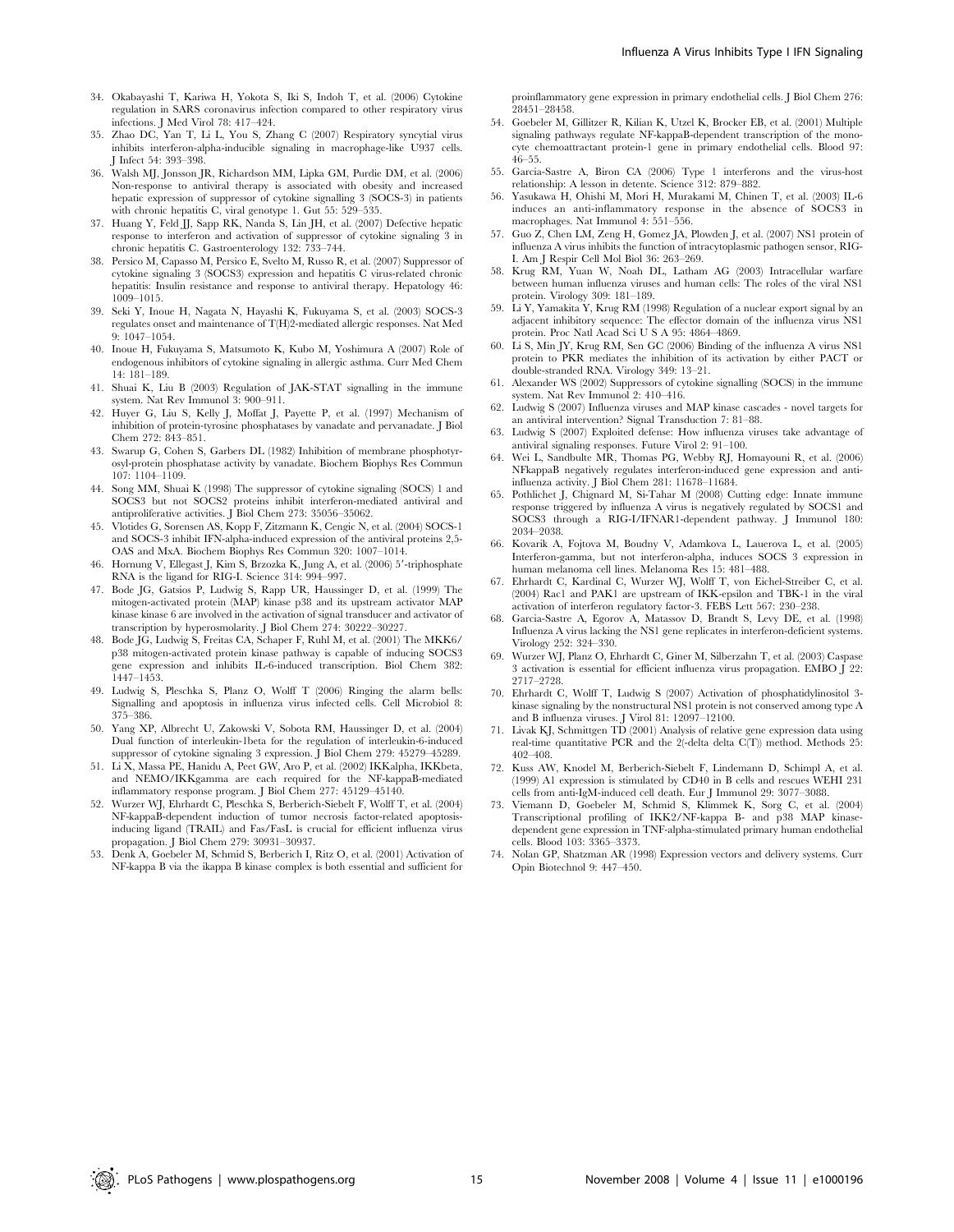34. Okabayashi T, Kariwa H, Yokota S, Iki S, Indoh T, et al. (2006) Cytokine regulation in SARS coronavirus infection compared to other respiratory virus infections. J Med Virol 78: 417–424.
35. Zhao DC, Yan T, Li L, You S, Zhang C (2007) Respiratory syncytial virus inhibits interferon-alpha-inducible signaling in macrophage-like U937 cells. J Infect 54: 393–398.
36. Walsh MJ, Jonsson JR, Richardson MM, Lipka GM, Purdie DM, et al. (2006) Non-response to antiviral therapy is associated with obesity and increased hepatic expression of suppressor of cytokine signalling 3 (SOCS-3) in patients with chronic hepatitis C, viral genotype 1. Gut 55: 529–535.
37. Huang Y, Feld JJ, Sapp RK, Nanda S, Lin JH, et al. (2007) Defective hepatic response to interferon and activation of suppressor of cytokine signaling 3 in chronic hepatitis C. Gastroenterology 132: 733–744.
38. Persico M, Capasso M, Persico E, Svelto M, Russo R, et al. (2007) Suppressor of cytokine signaling 3 (SOCS3) expression and hepatitis C virus-related chronic hepatitis: Insulin resistance and response to antiviral therapy. Hepatology 46: 1009–1015.
39. Seki Y, Inoue H, Nagata N, Hayashi K, Fukuyama S, et al. (2003) SOCS-3 regulates onset and maintenance of T(H)2-mediated allergic responses. Nat Med 9: 1047–1054.
40. Inoue H, Fukuyama S, Matsumoto K, Kubo M, Yoshimura A (2007) Role of endogenous inhibitors of cytokine signaling in allergic asthma. Curr Med Chem 14: 181–189.
41. Shuai K, Liu B (2003) Regulation of JAK-STAT signalling in the immune system. Nat Rev Immunol 3: 900–911.
42. Huyer G, Liu S, Kelly J, Moffat J, Payette P, et al. (1997) Mechanism of inhibition of protein-tyrosine phosphatases by vanadate and pervanadate. J Biol Chem 272: 843–851.
43. Swarup G, Cohen S, Garbers DL (1982) Inhibition of membrane phosphotyrosyl-protein phosphatase activity by vanadate. Biochem Biophys Res Commun 107: 1104–1109.
44. Song MM, Shuai K (1998) The suppressor of cytokine signaling (SOCS) 1 and SOCS3 but not SOCS2 proteins inhibit interferon-mediated antiviral and antiproliferative activities. J Biol Chem 273: 35056–35062.
45. Vlotides G, Sorensen AS, Kopp F, Zitzmann K, Cengic N, et al. (2004) SOCS-1 and SOCS-3 inhibit IFN-alpha-induced expression of the antiviral proteins 2,5-OAS and MxA. Biochem Biophys Res Commun 320: 1007–1014.
46. Hornung V, Ellegast J, Kim S, Brzozka K, Jung A, et al. (2006) 5′-triphosphate RNA is the ligand for RIG-I. Science 314: 994–997.
47. Bode JG, Gatsios P, Ludwig S, Rapp UR, Haussinger D, et al. (1999) The mitogen-activated protein (MAP) kinase p38 and its upstream activator MAP kinase kinase 6 are involved in the activation of signal transducer and activator of transcription by hyperosmolarity. J Biol Chem 274: 30222–30227.
48. Bode JG, Ludwig S, Freitas CA, Schaper F, Ruhl M, et al. (2001) The MKK6/p38 mitogen-activated protein kinase pathway is capable of inducing SOCS3 gene expression and inhibits IL-6-induced transcription. Biol Chem 382: 1447–1453.
49. Ludwig S, Pleschka S, Planz O, Wolff T (2006) Ringing the alarm bells: Signalling and apoptosis in influenza virus infected cells. Cell Microbiol 8: 375–386.
50. Yang XP, Albrecht U, Zakowski V, Sobota RM, Haussinger D, et al. (2004) Dual function of interleukin-1beta for the regulation of interleukin-6-induced suppressor of cytokine signaling 3 expression. J Biol Chem 279: 45279–45289.
51. Li X, Massa PE, Hanidu A, Peet GW, Aro P, et al. (2002) IKKalpha, IKKbeta, and NEMO/IKKgamma are each required for the NF-kappaB-mediated inflammatory response program. J Biol Chem 277: 45129–45140.
52. Wurzer WJ, Ehrhardt C, Pleschka S, Berberich-Siebelt F, Wolff T, et al. (2004) NF-kappaB-dependent induction of tumor necrosis factor-related apoptosis-inducing ligand (TRAIL) and Fas/FasL is crucial for efficient influenza virus propagation. J Biol Chem 279: 30931–30937.
53. Denk A, Goebeler M, Schmid S, Berberich I, Ritz O, et al. (2001) Activation of NF-kappa B via the ikappa B kinase complex is both essential and sufficient for proinflammatory gene expression in primary endothelial cells. J Biol Chem 276: 28451–28458.
54. Goebeler M, Gillitzer R, Kilian K, Utzel K, Brocker EB, et al. (2001) Multiple signaling pathways regulate NF-kappaB-dependent transcription of the monocyte chemoattractant protein-1 gene in primary endothelial cells. Blood 97: 46–55.
55. Garcia-Sastre A, Biron CA (2006) Type 1 interferons and the virus-host relationship: A lesson in detente. Science 312: 879–882.
56. Yasukawa H, Ohishi M, Mori H, Murakami M, Chinen T, et al. (2003) IL-6 induces an anti-inflammatory response in the absence of SOCS3 in macrophages. Nat Immunol 4: 551–556.
57. Guo Z, Chen LM, Zeng H, Gomez JA, Plowden J, et al. (2007) NS1 protein of influenza A virus inhibits the function of intracytoplasmic pathogen sensor, RIG-I. Am J Respir Cell Mol Biol 36: 263–269.
58. Krug RM, Yuan W, Noah DL, Latham AG (2003) Intracellular warfare between human influenza viruses and human cells: The roles of the viral NS1 protein. Virology 309: 181–189.
59. Li Y, Yamakita Y, Krug RM (1998) Regulation of a nuclear export signal by an adjacent inhibitory sequence: The effector domain of the influenza virus NS1 protein. Proc Natl Acad Sci U S A 95: 4864–4869.
60. Li S, Min JY, Krug RM, Sen GC (2006) Binding of the influenza A virus NS1 protein to PKR mediates the inhibition of its activation by either PACT or double-stranded RNA. Virology 349: 13–21.
61. Alexander WS (2002) Suppressors of cytokine signalling (SOCS) in the immune system. Nat Rev Immunol 2: 410–416.
62. Ludwig S (2007) Influenza viruses and MAP kinase cascades - novel targets for an antiviral intervention? Signal Transduction 7: 81–88.
63. Ludwig S (2007) Exploited defense: How influenza viruses take advantage of antiviral signaling responses. Future Virol 2: 91–100.
64. Wei L, Sandbulte MR, Thomas PG, Webby RJ, Homayouni R, et al. (2006) NFkappaB negatively regulates interferon-induced gene expression and anti-influenza activity. J Biol Chem 281: 11678–11684.
65. Pothlichet J, Chignard M, Si-Tahar M (2008) Cutting edge: Innate immune response triggered by influenza A virus is negatively regulated by SOCS1 and SOCS3 through a RIG-I/IFNAR1-dependent pathway. J Immunol 180: 2034–2038.
66. Kovarik A, Fojtova M, Boudny V, Adamkova L, Lauerova L, et al. (2005) Interferon-gamma, but not interferon-alpha, induces SOCS 3 expression in human melanoma cell lines. Melanoma Res 15: 481–488.
67. Ehrhardt C, Kardinal C, Wurzer WJ, Wolff T, von Eichel-Streiber C, et al. (2004) Rac1 and PAK1 are upstream of IKK-epsilon and TBK-1 in the viral activation of interferon regulatory factor-3. FEBS Lett 567: 230–238.
68. Garcia-Sastre A, Egorov A, Matassov D, Brandt S, Levy DE, et al. (1998) Influenza A virus lacking the NS1 gene replicates in interferon-deficient systems. Virology 252: 324–330.
69. Wurzer WJ, Planz O, Ehrhardt C, Giner M, Silberzahn T, et al. (2003) Caspase 3 activation is essential for efficient influenza virus propagation. EMBO J 22: 2717–2728.
70. Ehrhardt C, Wolff T, Ludwig S (2007) Activation of phosphatidylinositol 3-kinase signaling by the nonstructural NS1 protein is not conserved among type A and B influenza viruses. J Virol 81: 12097–12100.
71. Livak KJ, Schmittgen TD (2001) Analysis of relative gene expression data using real-time quantitative PCR and the 2(-delta delta C(T)) method. Methods 25: 402–408.
72. Kuss AW, Knodel M, Berberich-Siebelt F, Lindemann D, Schimpl A, et al. (1999) A1 expression is stimulated by CD40 in B cells and rescues WEHI 231 cells from anti-IgM-induced cell death. Eur J Immunol 29: 3077–3088.
73. Viemann D, Goebeler M, Schmid S, Klimmek K, Sorg C, et al. (2004) Transcriptional profiling of IKK2/NF-kappa B- and p38 MAP kinase-dependent gene expression in TNF-alpha-stimulated primary human endothelial cells. Blood 103: 3365–3373.
74. Nolan GP, Shatzman AR (1998) Expression vectors and delivery systems. Curr Opin Biotechnol 9: 447–450.